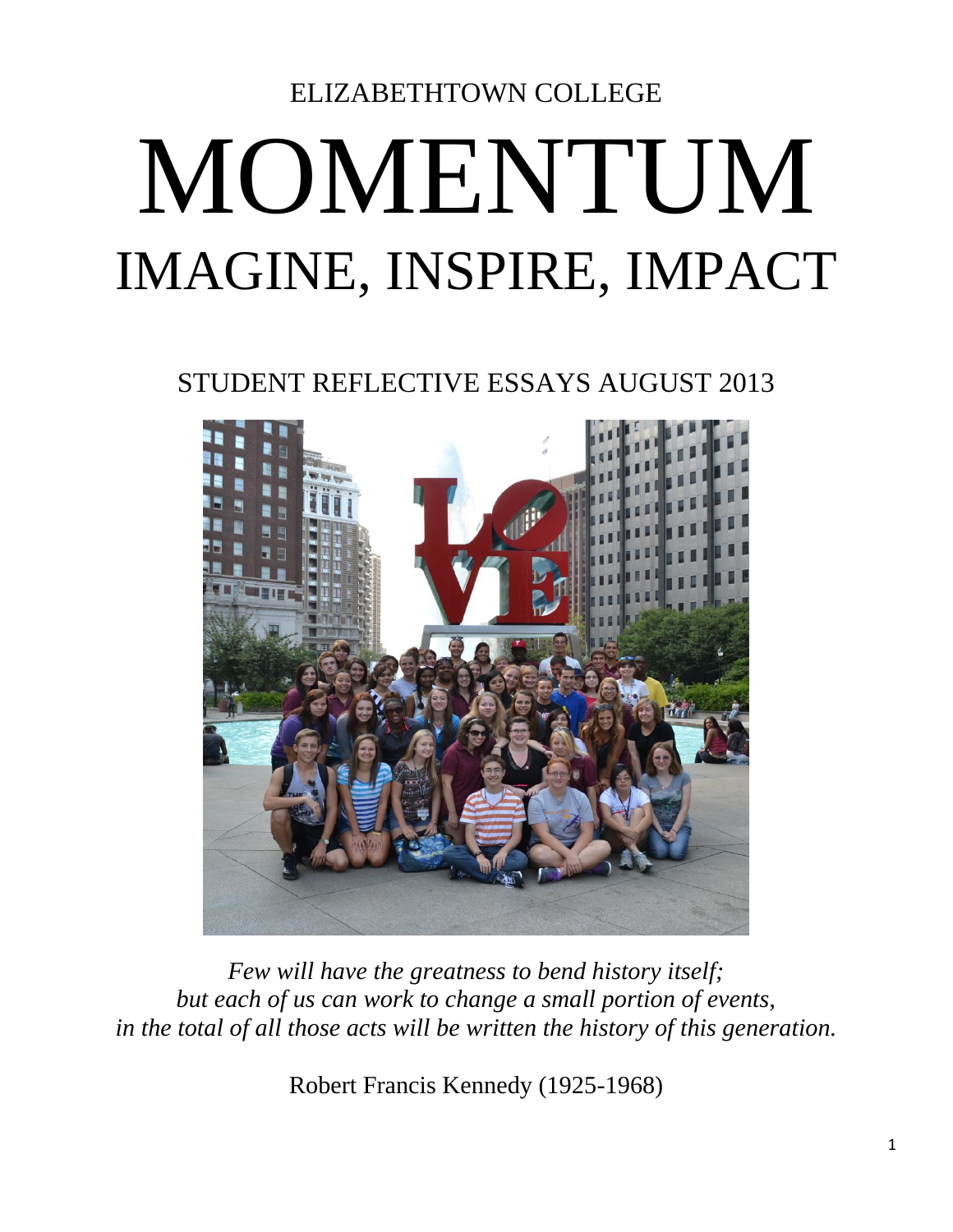ELIZABETHTOWN COLLEGE

# MOMENTUM

## IMAGINE, INSPIRE, IMPACT

STUDENT REFLECTIVE ESSAYS AUGUST 2013

*Few will have the greatness to bend history itself;*
*but each of us can work to change a small portion of events,*
*in the total of all those acts will be written the history of this generation.*

Robert Francis Kennedy (1925-1968)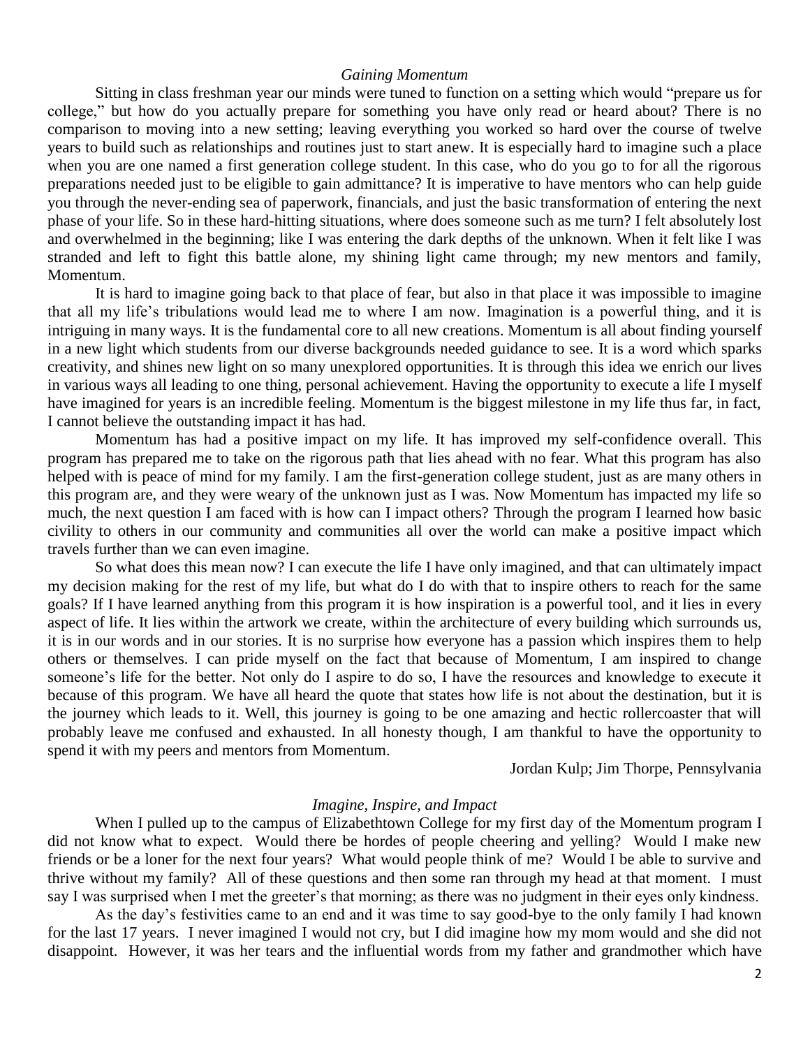### *Gaining Momentum*

Sitting in class freshman year our minds were tuned to function on a setting which would "prepare us for college," but how do you actually prepare for something you have only read or heard about? There is no comparison to moving into a new setting; leaving everything you worked so hard over the course of twelve years to build such as relationships and routines just to start anew. It is especially hard to imagine such a place when you are one named a first generation college student. In this case, who do you go to for all the rigorous preparations needed just to be eligible to gain admittance? It is imperative to have mentors who can help guide you through the never-ending sea of paperwork, financials, and just the basic transformation of entering the next phase of your life. So in these hard-hitting situations, where does someone such as me turn? I felt absolutely lost and overwhelmed in the beginning; like I was entering the dark depths of the unknown. When it felt like I was stranded and left to fight this battle alone, my shining light came through; my new mentors and family, Momentum.

It is hard to imagine going back to that place of fear, but also in that place it was impossible to imagine that all my life's tribulations would lead me to where I am now. Imagination is a powerful thing, and it is intriguing in many ways. It is the fundamental core to all new creations. Momentum is all about finding yourself in a new light which students from our diverse backgrounds needed guidance to see. It is a word which sparks creativity, and shines new light on so many unexplored opportunities. It is through this idea we enrich our lives in various ways all leading to one thing, personal achievement. Having the opportunity to execute a life I myself have imagined for years is an incredible feeling. Momentum is the biggest milestone in my life thus far, in fact, I cannot believe the outstanding impact it has had.

Momentum has had a positive impact on my life. It has improved my self-confidence overall. This program has prepared me to take on the rigorous path that lies ahead with no fear. What this program has also helped with is peace of mind for my family. I am the first-generation college student, just as are many others in this program are, and they were weary of the unknown just as I was. Now Momentum has impacted my life so much, the next question I am faced with is how can I impact others? Through the program I learned how basic civility to others in our community and communities all over the world can make a positive impact which travels further than we can even imagine.

So what does this mean now? I can execute the life I have only imagined, and that can ultimately impact my decision making for the rest of my life, but what do I do with that to inspire others to reach for the same goals? If I have learned anything from this program it is how inspiration is a powerful tool, and it lies in every aspect of life. It lies within the artwork we create, within the architecture of every building which surrounds us, it is in our words and in our stories. It is no surprise how everyone has a passion which inspires them to help others or themselves. I can pride myself on the fact that because of Momentum, I am inspired to change someone's life for the better. Not only do I aspire to do so, I have the resources and knowledge to execute it because of this program. We have all heard the quote that states how life is not about the destination, but it is the journey which leads to it. Well, this journey is going to be one amazing and hectic rollercoaster that will probably leave me confused and exhausted. In all honesty though, I am thankful to have the opportunity to spend it with my peers and mentors from Momentum.

Jordan Kulp; Jim Thorpe, Pennsylvania

### *Imagine, Inspire, and Impact*

When I pulled up to the campus of Elizabethtown College for my first day of the Momentum program I did not know what to expect. Would there be hordes of people cheering and yelling? Would I make new friends or be a loner for the next four years? What would people think of me? Would I be able to survive and thrive without my family? All of these questions and then some ran through my head at that moment. I must say I was surprised when I met the greeter's that morning; as there was no judgment in their eyes only kindness.

As the day's festivities came to an end and it was time to say good-bye to the only family I had known for the last 17 years. I never imagined I would not cry, but I did imagine how my mom would and she did not disappoint. However, it was her tears and the influential words from my father and grandmother which have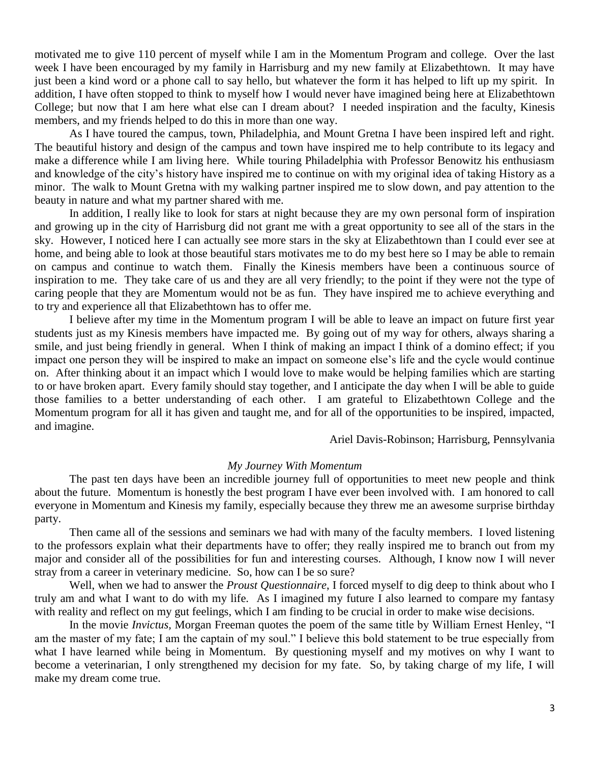motivated me to give 110 percent of myself while I am in the Momentum Program and college. Over the last week I have been encouraged by my family in Harrisburg and my new family at Elizabethtown. It may have just been a kind word or a phone call to say hello, but whatever the form it has helped to lift up my spirit. In addition, I have often stopped to think to myself how I would never have imagined being here at Elizabethtown College; but now that I am here what else can I dream about? I needed inspiration and the faculty, Kinesis members, and my friends helped to do this in more than one way.

As I have toured the campus, town, Philadelphia, and Mount Gretna I have been inspired left and right. The beautiful history and design of the campus and town have inspired me to help contribute to its legacy and make a difference while I am living here. While touring Philadelphia with Professor Benowitz his enthusiasm and knowledge of the city's history have inspired me to continue on with my original idea of taking History as a minor. The walk to Mount Gretna with my walking partner inspired me to slow down, and pay attention to the beauty in nature and what my partner shared with me.

In addition, I really like to look for stars at night because they are my own personal form of inspiration and growing up in the city of Harrisburg did not grant me with a great opportunity to see all of the stars in the sky. However, I noticed here I can actually see more stars in the sky at Elizabethtown than I could ever see at home, and being able to look at those beautiful stars motivates me to do my best here so I may be able to remain on campus and continue to watch them. Finally the Kinesis members have been a continuous source of inspiration to me. They take care of us and they are all very friendly; to the point if they were not the type of caring people that they are Momentum would not be as fun. They have inspired me to achieve everything and to try and experience all that Elizabethtown has to offer me.

I believe after my time in the Momentum program I will be able to leave an impact on future first year students just as my Kinesis members have impacted me. By going out of my way for others, always sharing a smile, and just being friendly in general. When I think of making an impact I think of a domino effect; if you impact one person they will be inspired to make an impact on someone else's life and the cycle would continue on. After thinking about it an impact which I would love to make would be helping families which are starting to or have broken apart. Every family should stay together, and I anticipate the day when I will be able to guide those families to a better understanding of each other. I am grateful to Elizabethtown College and the Momentum program for all it has given and taught me, and for all of the opportunities to be inspired, impacted, and imagine.

Ariel Davis-Robinson; Harrisburg, Pennsylvania

*My Journey With Momentum*

The past ten days have been an incredible journey full of opportunities to meet new people and think about the future. Momentum is honestly the best program I have ever been involved with. I am honored to call everyone in Momentum and Kinesis my family, especially because they threw me an awesome surprise birthday party.

Then came all of the sessions and seminars we had with many of the faculty members. I loved listening to the professors explain what their departments have to offer; they really inspired me to branch out from my major and consider all of the possibilities for fun and interesting courses. Although, I know now I will never stray from a career in veterinary medicine. So, how can I be so sure?

Well, when we had to answer the *Proust Questionnaire*, I forced myself to dig deep to think about who I truly am and what I want to do with my life. As I imagined my future I also learned to compare my fantasy with reality and reflect on my gut feelings, which I am finding to be crucial in order to make wise decisions.

In the movie *Invictus*, Morgan Freeman quotes the poem of the same title by William Ernest Henley, "I am the master of my fate; I am the captain of my soul." I believe this bold statement to be true especially from what I have learned while being in Momentum. By questioning myself and my motives on why I want to become a veterinarian, I only strengthened my decision for my fate. So, by taking charge of my life, I will make my dream come true.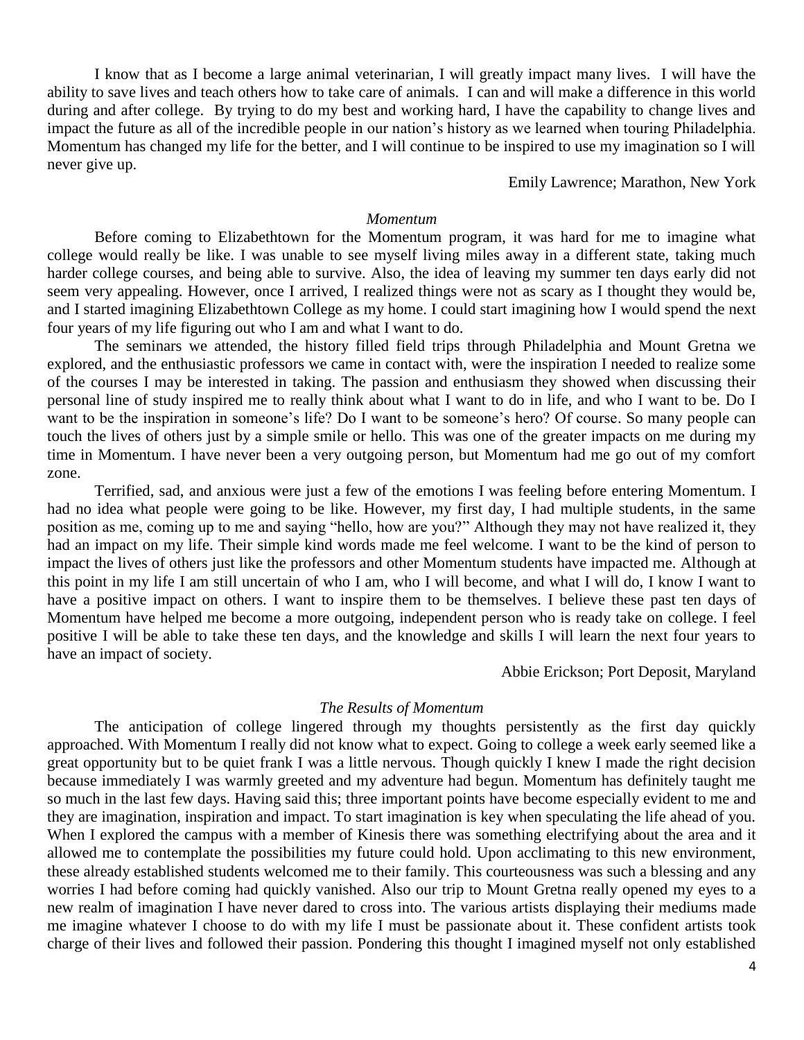I know that as I become a large animal veterinarian, I will greatly impact many lives. I will have the ability to save lives and teach others how to take care of animals. I can and will make a difference in this world during and after college. By trying to do my best and working hard, I have the capability to change lives and impact the future as all of the incredible people in our nation's history as we learned when touring Philadelphia. Momentum has changed my life for the better, and I will continue to be inspired to use my imagination so I will never give up.

Emily Lawrence; Marathon, New York

*Momentum*

Before coming to Elizabethtown for the Momentum program, it was hard for me to imagine what college would really be like. I was unable to see myself living miles away in a different state, taking much harder college courses, and being able to survive. Also, the idea of leaving my summer ten days early did not seem very appealing. However, once I arrived, I realized things were not as scary as I thought they would be, and I started imagining Elizabethtown College as my home. I could start imagining how I would spend the next four years of my life figuring out who I am and what I want to do.

The seminars we attended, the history filled field trips through Philadelphia and Mount Gretna we explored, and the enthusiastic professors we came in contact with, were the inspiration I needed to realize some of the courses I may be interested in taking. The passion and enthusiasm they showed when discussing their personal line of study inspired me to really think about what I want to do in life, and who I want to be. Do I want to be the inspiration in someone's life? Do I want to be someone's hero? Of course. So many people can touch the lives of others just by a simple smile or hello. This was one of the greater impacts on me during my time in Momentum. I have never been a very outgoing person, but Momentum had me go out of my comfort zone.

Terrified, sad, and anxious were just a few of the emotions I was feeling before entering Momentum. I had no idea what people were going to be like. However, my first day, I had multiple students, in the same position as me, coming up to me and saying "hello, how are you?" Although they may not have realized it, they had an impact on my life. Their simple kind words made me feel welcome. I want to be the kind of person to impact the lives of others just like the professors and other Momentum students have impacted me. Although at this point in my life I am still uncertain of who I am, who I will become, and what I will do, I know I want to have a positive impact on others. I want to inspire them to be themselves. I believe these past ten days of Momentum have helped me become a more outgoing, independent person who is ready take on college. I feel positive I will be able to take these ten days, and the knowledge and skills I will learn the next four years to have an impact of society.

Abbie Erickson; Port Deposit, Maryland

*The Results of Momentum*

The anticipation of college lingered through my thoughts persistently as the first day quickly approached. With Momentum I really did not know what to expect. Going to college a week early seemed like a great opportunity but to be quiet frank I was a little nervous. Though quickly I knew I made the right decision because immediately I was warmly greeted and my adventure had begun. Momentum has definitely taught me so much in the last few days. Having said this; three important points have become especially evident to me and they are imagination, inspiration and impact. To start imagination is key when speculating the life ahead of you. When I explored the campus with a member of Kinesis there was something electrifying about the area and it allowed me to contemplate the possibilities my future could hold. Upon acclimating to this new environment, these already established students welcomed me to their family. This courteousness was such a blessing and any worries I had before coming had quickly vanished. Also our trip to Mount Gretna really opened my eyes to a new realm of imagination I have never dared to cross into. The various artists displaying their mediums made me imagine whatever I choose to do with my life I must be passionate about it. These confident artists took charge of their lives and followed their passion. Pondering this thought I imagined myself not only established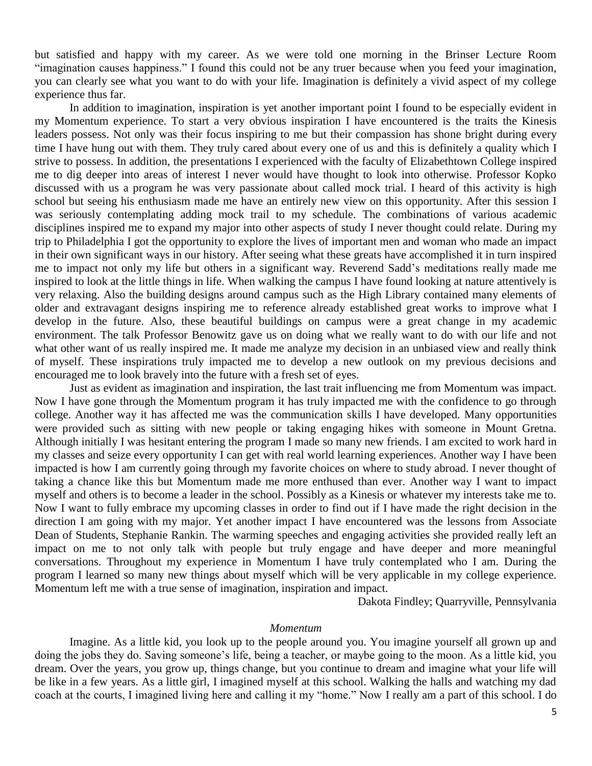but satisfied and happy with my career. As we were told one morning in the Brinser Lecture Room "imagination causes happiness." I found this could not be any truer because when you feed your imagination, you can clearly see what you want to do with your life. Imagination is definitely a vivid aspect of my college experience thus far.

In addition to imagination, inspiration is yet another important point I found to be especially evident in my Momentum experience. To start a very obvious inspiration I have encountered is the traits the Kinesis leaders possess. Not only was their focus inspiring to me but their compassion has shone bright during every time I have hung out with them. They truly cared about every one of us and this is definitely a quality which I strive to possess. In addition, the presentations I experienced with the faculty of Elizabethtown College inspired me to dig deeper into areas of interest I never would have thought to look into otherwise. Professor Kopko discussed with us a program he was very passionate about called mock trial. I heard of this activity is high school but seeing his enthusiasm made me have an entirely new view on this opportunity. After this session I was seriously contemplating adding mock trail to my schedule. The combinations of various academic disciplines inspired me to expand my major into other aspects of study I never thought could relate. During my trip to Philadelphia I got the opportunity to explore the lives of important men and woman who made an impact in their own significant ways in our history. After seeing what these greats have accomplished it in turn inspired me to impact not only my life but others in a significant way. Reverend Sadd's meditations really made me inspired to look at the little things in life. When walking the campus I have found looking at nature attentively is very relaxing. Also the building designs around campus such as the High Library contained many elements of older and extravagant designs inspiring me to reference already established great works to improve what I develop in the future. Also, these beautiful buildings on campus were a great change in my academic environment. The talk Professor Benowitz gave us on doing what we really want to do with our life and not what other want of us really inspired me. It made me analyze my decision in an unbiased view and really think of myself. These inspirations truly impacted me to develop a new outlook on my previous decisions and encouraged me to look bravely into the future with a fresh set of eyes.

Just as evident as imagination and inspiration, the last trait influencing me from Momentum was impact. Now I have gone through the Momentum program it has truly impacted me with the confidence to go through college. Another way it has affected me was the communication skills I have developed. Many opportunities were provided such as sitting with new people or taking engaging hikes with someone in Mount Gretna. Although initially I was hesitant entering the program I made so many new friends. I am excited to work hard in my classes and seize every opportunity I can get with real world learning experiences. Another way I have been impacted is how I am currently going through my favorite choices on where to study abroad. I never thought of taking a chance like this but Momentum made me more enthused than ever. Another way I want to impact myself and others is to become a leader in the school. Possibly as a Kinesis or whatever my interests take me to. Now I want to fully embrace my upcoming classes in order to find out if I have made the right decision in the direction I am going with my major. Yet another impact I have encountered was the lessons from Associate Dean of Students, Stephanie Rankin. The warming speeches and engaging activities she provided really left an impact on me to not only talk with people but truly engage and have deeper and more meaningful conversations. Throughout my experience in Momentum I have truly contemplated who I am. During the program I learned so many new things about myself which will be very applicable in my college experience. Momentum left me with a true sense of imagination, inspiration and impact.

Dakota Findley; Quarryville, Pennsylvania

*Momentum*

Imagine. As a little kid, you look up to the people around you. You imagine yourself all grown up and doing the jobs they do. Saving someone's life, being a teacher, or maybe going to the moon. As a little kid, you dream. Over the years, you grow up, things change, but you continue to dream and imagine what your life will be like in a few years. As a little girl, I imagined myself at this school. Walking the halls and watching my dad coach at the courts, I imagined living here and calling it my "home." Now I really am a part of this school. I do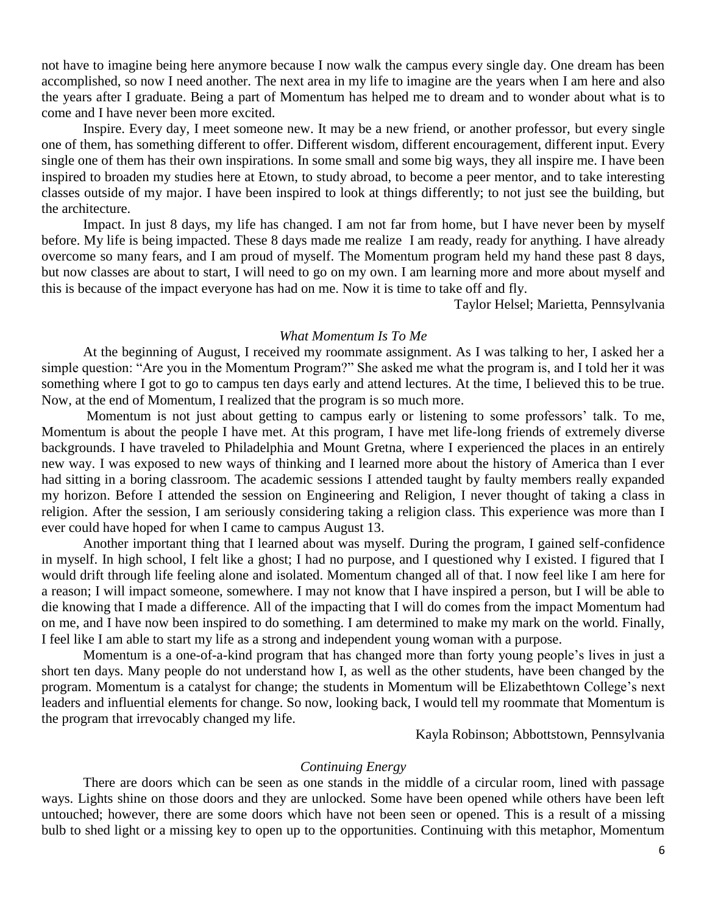not have to imagine being here anymore because I now walk the campus every single day. One dream has been accomplished, so now I need another. The next area in my life to imagine are the years when I am here and also the years after I graduate. Being a part of Momentum has helped me to dream and to wonder about what is to come and I have never been more excited.

Inspire. Every day, I meet someone new. It may be a new friend, or another professor, but every single one of them, has something different to offer. Different wisdom, different encouragement, different input. Every single one of them has their own inspirations. In some small and some big ways, they all inspire me. I have been inspired to broaden my studies here at Etown, to study abroad, to become a peer mentor, and to take interesting classes outside of my major. I have been inspired to look at things differently; to not just see the building, but the architecture.

Impact. In just 8 days, my life has changed. I am not far from home, but I have never been by myself before. My life is being impacted. These 8 days made me realize I am ready, ready for anything. I have already overcome so many fears, and I am proud of myself. The Momentum program held my hand these past 8 days, but now classes are about to start, I will need to go on my own. I am learning more and more about myself and this is because of the impact everyone has had on me. Now it is time to take off and fly.

Taylor Helsel; Marietta, Pennsylvania

*What Momentum Is To Me*

At the beginning of August, I received my roommate assignment. As I was talking to her, I asked her a simple question: "Are you in the Momentum Program?" She asked me what the program is, and I told her it was something where I got to go to campus ten days early and attend lectures. At the time, I believed this to be true. Now, at the end of Momentum, I realized that the program is so much more.

Momentum is not just about getting to campus early or listening to some professors' talk. To me, Momentum is about the people I have met. At this program, I have met life-long friends of extremely diverse backgrounds. I have traveled to Philadelphia and Mount Gretna, where I experienced the places in an entirely new way. I was exposed to new ways of thinking and I learned more about the history of America than I ever had sitting in a boring classroom. The academic sessions I attended taught by faulty members really expanded my horizon. Before I attended the session on Engineering and Religion, I never thought of taking a class in religion. After the session, I am seriously considering taking a religion class. This experience was more than I ever could have hoped for when I came to campus August 13.

Another important thing that I learned about was myself. During the program, I gained self-confidence in myself. In high school, I felt like a ghost; I had no purpose, and I questioned why I existed. I figured that I would drift through life feeling alone and isolated. Momentum changed all of that. I now feel like I am here for a reason; I will impact someone, somewhere. I may not know that I have inspired a person, but I will be able to die knowing that I made a difference. All of the impacting that I will do comes from the impact Momentum had on me, and I have now been inspired to do something. I am determined to make my mark on the world. Finally, I feel like I am able to start my life as a strong and independent young woman with a purpose.

Momentum is a one-of-a-kind program that has changed more than forty young people's lives in just a short ten days. Many people do not understand how I, as well as the other students, have been changed by the program. Momentum is a catalyst for change; the students in Momentum will be Elizabethtown College's next leaders and influential elements for change. So now, looking back, I would tell my roommate that Momentum is the program that irrevocably changed my life.

Kayla Robinson; Abbottstown, Pennsylvania

*Continuing Energy*

There are doors which can be seen as one stands in the middle of a circular room, lined with passage ways. Lights shine on those doors and they are unlocked. Some have been opened while others have been left untouched; however, there are some doors which have not been seen or opened. This is a result of a missing bulb to shed light or a missing key to open up to the opportunities. Continuing with this metaphor, Momentum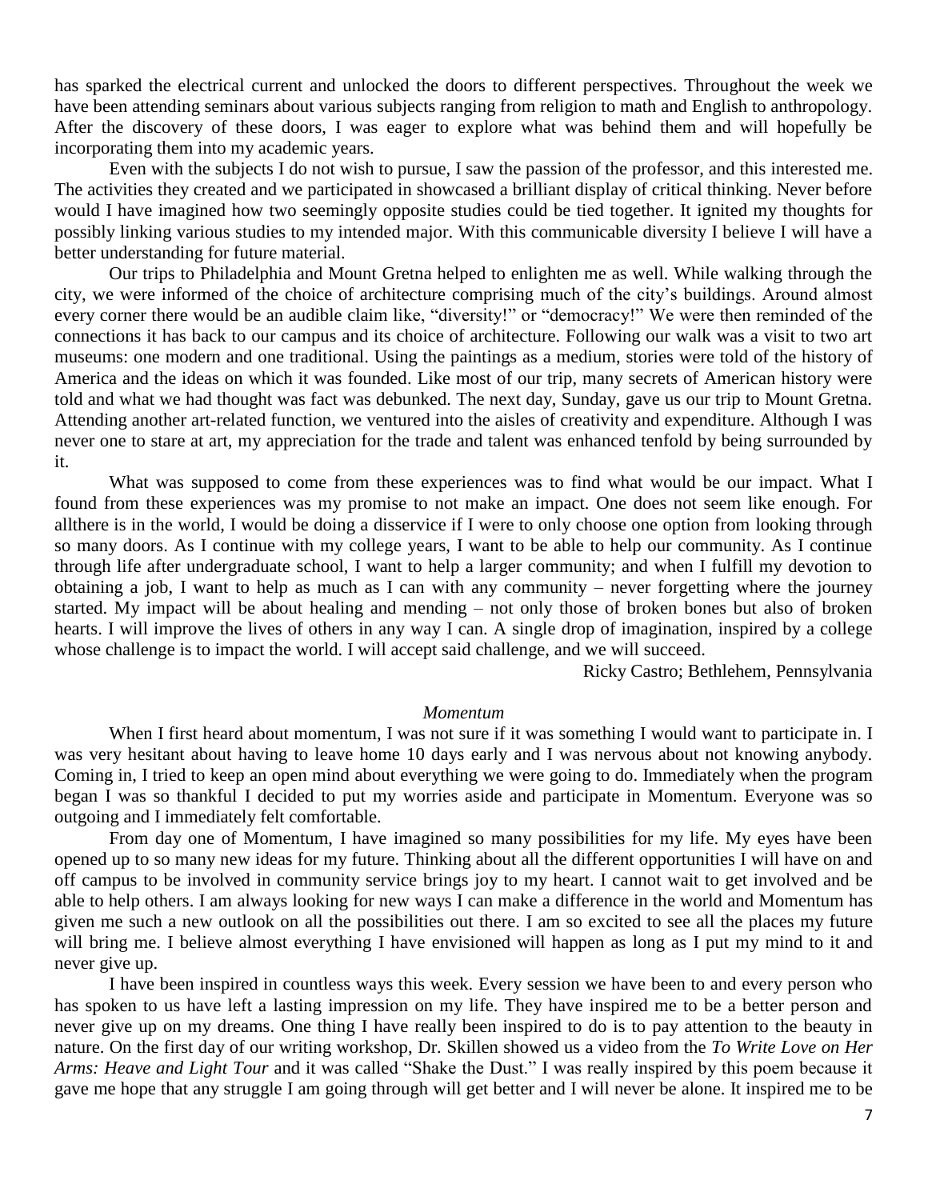has sparked the electrical current and unlocked the doors to different perspectives. Throughout the week we have been attending seminars about various subjects ranging from religion to math and English to anthropology. After the discovery of these doors, I was eager to explore what was behind them and will hopefully be incorporating them into my academic years.

Even with the subjects I do not wish to pursue, I saw the passion of the professor, and this interested me. The activities they created and we participated in showcased a brilliant display of critical thinking. Never before would I have imagined how two seemingly opposite studies could be tied together. It ignited my thoughts for possibly linking various studies to my intended major. With this communicable diversity I believe I will have a better understanding for future material.

Our trips to Philadelphia and Mount Gretna helped to enlighten me as well. While walking through the city, we were informed of the choice of architecture comprising much of the city's buildings. Around almost every corner there would be an audible claim like, "diversity!" or "democracy!" We were then reminded of the connections it has back to our campus and its choice of architecture. Following our walk was a visit to two art museums: one modern and one traditional. Using the paintings as a medium, stories were told of the history of America and the ideas on which it was founded. Like most of our trip, many secrets of American history were told and what we had thought was fact was debunked. The next day, Sunday, gave us our trip to Mount Gretna. Attending another art-related function, we ventured into the aisles of creativity and expenditure. Although I was never one to stare at art, my appreciation for the trade and talent was enhanced tenfold by being surrounded by it.

What was supposed to come from these experiences was to find what would be our impact. What I found from these experiences was my promise to not make an impact. One does not seem like enough. For allthere is in the world, I would be doing a disservice if I were to only choose one option from looking through so many doors. As I continue with my college years, I want to be able to help our community. As I continue through life after undergraduate school, I want to help a larger community; and when I fulfill my devotion to obtaining a job, I want to help as much as I can with any community – never forgetting where the journey started. My impact will be about healing and mending – not only those of broken bones but also of broken hearts. I will improve the lives of others in any way I can. A single drop of imagination, inspired by a college whose challenge is to impact the world. I will accept said challenge, and we will succeed.

Ricky Castro; Bethlehem, Pennsylvania

*Momentum*

When I first heard about momentum, I was not sure if it was something I would want to participate in. I was very hesitant about having to leave home 10 days early and I was nervous about not knowing anybody. Coming in, I tried to keep an open mind about everything we were going to do. Immediately when the program began I was so thankful I decided to put my worries aside and participate in Momentum. Everyone was so outgoing and I immediately felt comfortable.

From day one of Momentum, I have imagined so many possibilities for my life. My eyes have been opened up to so many new ideas for my future. Thinking about all the different opportunities I will have on and off campus to be involved in community service brings joy to my heart. I cannot wait to get involved and be able to help others. I am always looking for new ways I can make a difference in the world and Momentum has given me such a new outlook on all the possibilities out there. I am so excited to see all the places my future will bring me. I believe almost everything I have envisioned will happen as long as I put my mind to it and never give up.

I have been inspired in countless ways this week. Every session we have been to and every person who has spoken to us have left a lasting impression on my life. They have inspired me to be a better person and never give up on my dreams. One thing I have really been inspired to do is to pay attention to the beauty in nature. On the first day of our writing workshop, Dr. Skillen showed us a video from the *To Write Love on Her Arms: Heave and Light Tour* and it was called "Shake the Dust." I was really inspired by this poem because it gave me hope that any struggle I am going through will get better and I will never be alone. It inspired me to be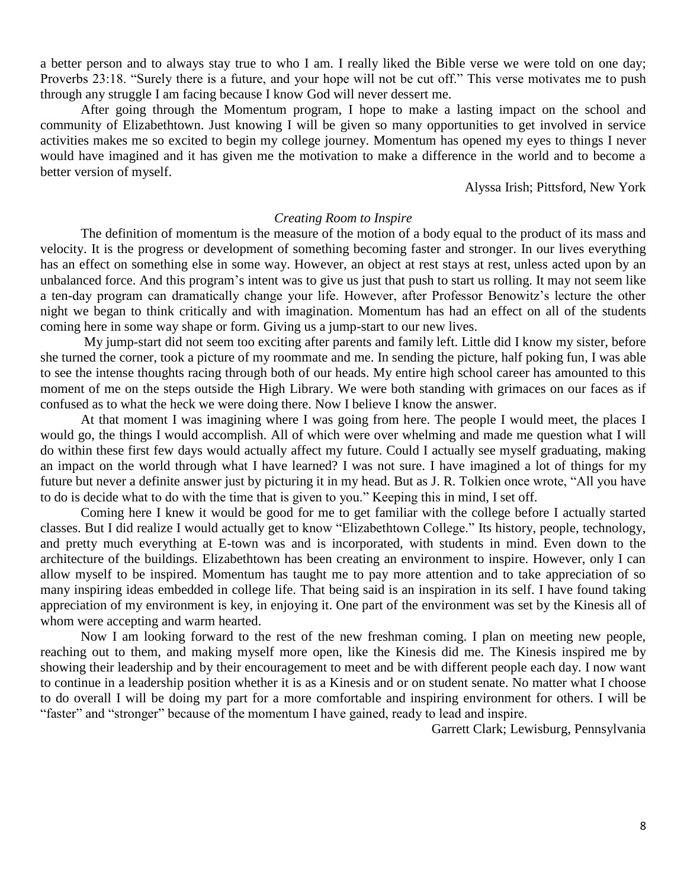a better person and to always stay true to who I am. I really liked the Bible verse we were told on one day; Proverbs 23:18. "Surely there is a future, and your hope will not be cut off." This verse motivates me to push through any struggle I am facing because I know God will never dessert me.

After going through the Momentum program, I hope to make a lasting impact on the school and community of Elizabethtown. Just knowing I will be given so many opportunities to get involved in service activities makes me so excited to begin my college journey. Momentum has opened my eyes to things I never would have imagined and it has given me the motivation to make a difference in the world and to become a better version of myself.

Alyssa Irish; Pittsford, New York

*Creating Room to Inspire*

The definition of momentum is the measure of the motion of a body equal to the product of its mass and velocity. It is the progress or development of something becoming faster and stronger. In our lives everything has an effect on something else in some way. However, an object at rest stays at rest, unless acted upon by an unbalanced force. And this program's intent was to give us just that push to start us rolling. It may not seem like a ten-day program can dramatically change your life. However, after Professor Benowitz's lecture the other night we began to think critically and with imagination. Momentum has had an effect on all of the students coming here in some way shape or form. Giving us a jump-start to our new lives.

My jump-start did not seem too exciting after parents and family left. Little did I know my sister, before she turned the corner, took a picture of my roommate and me. In sending the picture, half poking fun, I was able to see the intense thoughts racing through both of our heads. My entire high school career has amounted to this moment of me on the steps outside the High Library. We were both standing with grimaces on our faces as if confused as to what the heck we were doing there. Now I believe I know the answer.

At that moment I was imagining where I was going from here. The people I would meet, the places I would go, the things I would accomplish. All of which were over whelming and made me question what I will do within these first few days would actually affect my future. Could I actually see myself graduating, making an impact on the world through what I have learned? I was not sure. I have imagined a lot of things for my future but never a definite answer just by picturing it in my head. But as J. R. Tolkien once wrote, "All you have to do is decide what to do with the time that is given to you." Keeping this in mind, I set off.

Coming here I knew it would be good for me to get familiar with the college before I actually started classes. But I did realize I would actually get to know "Elizabethtown College." Its history, people, technology, and pretty much everything at E-town was and is incorporated, with students in mind. Even down to the architecture of the buildings. Elizabethtown has been creating an environment to inspire. However, only I can allow myself to be inspired. Momentum has taught me to pay more attention and to take appreciation of so many inspiring ideas embedded in college life. That being said is an inspiration in its self. I have found taking appreciation of my environment is key, in enjoying it. One part of the environment was set by the Kinesis all of whom were accepting and warm hearted.

Now I am looking forward to the rest of the new freshman coming. I plan on meeting new people, reaching out to them, and making myself more open, like the Kinesis did me. The Kinesis inspired me by showing their leadership and by their encouragement to meet and be with different people each day. I now want to continue in a leadership position whether it is as a Kinesis and or on student senate. No matter what I choose to do overall I will be doing my part for a more comfortable and inspiring environment for others. I will be "faster" and "stronger" because of the momentum I have gained, ready to lead and inspire.

Garrett Clark; Lewisburg, Pennsylvania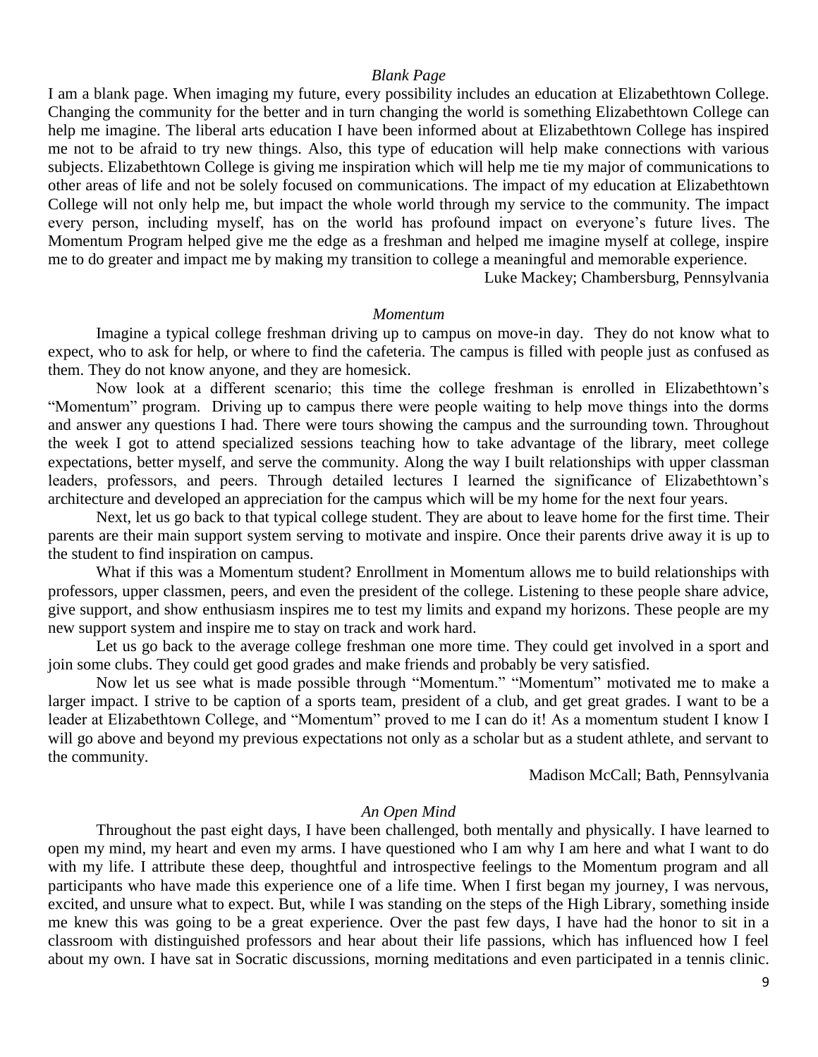*Blank Page*

I am a blank page. When imaging my future, every possibility includes an education at Elizabethtown College. Changing the community for the better and in turn changing the world is something Elizabethtown College can help me imagine. The liberal arts education I have been informed about at Elizabethtown College has inspired me not to be afraid to try new things. Also, this type of education will help make connections with various subjects. Elizabethtown College is giving me inspiration which will help me tie my major of communications to other areas of life and not be solely focused on communications. The impact of my education at Elizabethtown College will not only help me, but impact the whole world through my service to the community. The impact every person, including myself, has on the world has profound impact on everyone's future lives. The Momentum Program helped give me the edge as a freshman and helped me imagine myself at college, inspire me to do greater and impact me by making my transition to college a meaningful and memorable experience.

Luke Mackey; Chambersburg, Pennsylvania

*Momentum*

Imagine a typical college freshman driving up to campus on move-in day. They do not know what to expect, who to ask for help, or where to find the cafeteria. The campus is filled with people just as confused as them. They do not know anyone, and they are homesick.

Now look at a different scenario; this time the college freshman is enrolled in Elizabethtown's "Momentum" program. Driving up to campus there were people waiting to help move things into the dorms and answer any questions I had. There were tours showing the campus and the surrounding town. Throughout the week I got to attend specialized sessions teaching how to take advantage of the library, meet college expectations, better myself, and serve the community. Along the way I built relationships with upper classman leaders, professors, and peers. Through detailed lectures I learned the significance of Elizabethtown's architecture and developed an appreciation for the campus which will be my home for the next four years.

Next, let us go back to that typical college student. They are about to leave home for the first time. Their parents are their main support system serving to motivate and inspire. Once their parents drive away it is up to the student to find inspiration on campus.

What if this was a Momentum student? Enrollment in Momentum allows me to build relationships with professors, upper classmen, peers, and even the president of the college. Listening to these people share advice, give support, and show enthusiasm inspires me to test my limits and expand my horizons. These people are my new support system and inspire me to stay on track and work hard.

Let us go back to the average college freshman one more time. They could get involved in a sport and join some clubs. They could get good grades and make friends and probably be very satisfied.

Now let us see what is made possible through "Momentum." "Momentum" motivated me to make a larger impact. I strive to be caption of a sports team, president of a club, and get great grades. I want to be a leader at Elizabethtown College, and "Momentum" proved to me I can do it! As a momentum student I know I will go above and beyond my previous expectations not only as a scholar but as a student athlete, and servant to the community.

Madison McCall; Bath, Pennsylvania

*An Open Mind*

Throughout the past eight days, I have been challenged, both mentally and physically. I have learned to open my mind, my heart and even my arms. I have questioned who I am why I am here and what I want to do with my life. I attribute these deep, thoughtful and introspective feelings to the Momentum program and all participants who have made this experience one of a life time. When I first began my journey, I was nervous, excited, and unsure what to expect. But, while I was standing on the steps of the High Library, something inside me knew this was going to be a great experience. Over the past few days, I have had the honor to sit in a classroom with distinguished professors and hear about their life passions, which has influenced how I feel about my own. I have sat in Socratic discussions, morning meditations and even participated in a tennis clinic.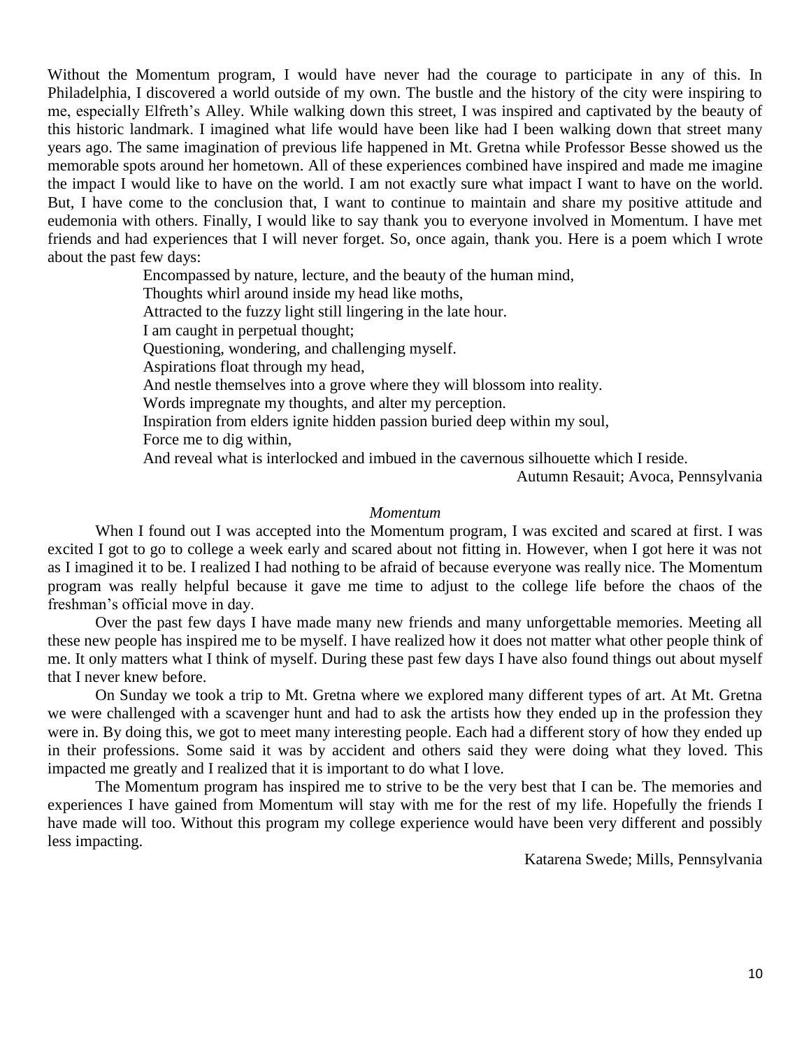Without the Momentum program, I would have never had the courage to participate in any of this. In Philadelphia, I discovered a world outside of my own. The bustle and the history of the city were inspiring to me, especially Elfreth's Alley. While walking down this street, I was inspired and captivated by the beauty of this historic landmark. I imagined what life would have been like had I been walking down that street many years ago. The same imagination of previous life happened in Mt. Gretna while Professor Besse showed us the memorable spots around her hometown. All of these experiences combined have inspired and made me imagine the impact I would like to have on the world. I am not exactly sure what impact I want to have on the world. But, I have come to the conclusion that, I want to continue to maintain and share my positive attitude and eudemonia with others. Finally, I would like to say thank you to everyone involved in Momentum. I have met friends and had experiences that I will never forget. So, once again, thank you. Here is a poem which I wrote about the past few days:

> Encompassed by nature, lecture, and the beauty of the human mind,
> Thoughts whirl around inside my head like moths,
> Attracted to the fuzzy light still lingering in the late hour.
> I am caught in perpetual thought;
> Questioning, wondering, and challenging myself.
> Aspirations float through my head,
> And nestle themselves into a grove where they will blossom into reality.
> Words impregnate my thoughts, and alter my perception.
> Inspiration from elders ignite hidden passion buried deep within my soul,
> Force me to dig within,
> And reveal what is interlocked and imbued in the cavernous silhouette which I reside.

Autumn Resauit; Avoca, Pennsylvania

*Momentum*

When I found out I was accepted into the Momentum program, I was excited and scared at first. I was excited I got to go to college a week early and scared about not fitting in. However, when I got here it was not as I imagined it to be. I realized I had nothing to be afraid of because everyone was really nice. The Momentum program was really helpful because it gave me time to adjust to the college life before the chaos of the freshman's official move in day.

Over the past few days I have made many new friends and many unforgettable memories. Meeting all these new people has inspired me to be myself. I have realized how it does not matter what other people think of me. It only matters what I think of myself. During these past few days I have also found things out about myself that I never knew before.

On Sunday we took a trip to Mt. Gretna where we explored many different types of art. At Mt. Gretna we were challenged with a scavenger hunt and had to ask the artists how they ended up in the profession they were in. By doing this, we got to meet many interesting people. Each had a different story of how they ended up in their professions. Some said it was by accident and others said they were doing what they loved. This impacted me greatly and I realized that it is important to do what I love.

The Momentum program has inspired me to strive to be the very best that I can be. The memories and experiences I have gained from Momentum will stay with me for the rest of my life. Hopefully the friends I have made will too. Without this program my college experience would have been very different and possibly less impacting.

Katarena Swede; Mills, Pennsylvania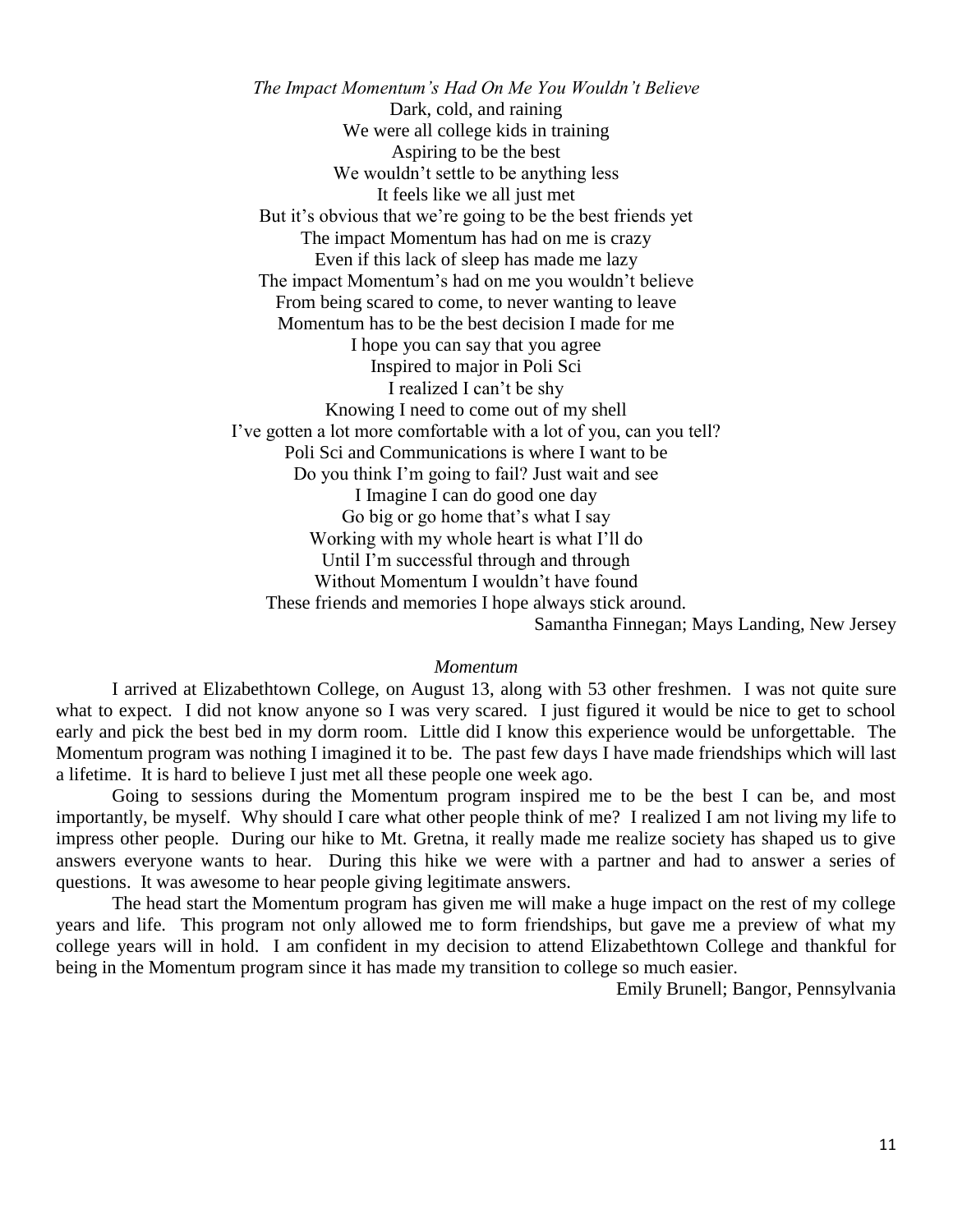*The Impact Momentum's Had On Me You Wouldn't Believe*

Dark, cold, and raining
We were all college kids in training
Aspiring to be the best
We wouldn't settle to be anything less
It feels like we all just met
But it's obvious that we're going to be the best friends yet
The impact Momentum has had on me is crazy
Even if this lack of sleep has made me lazy
The impact Momentum's had on me you wouldn't believe
From being scared to come, to never wanting to leave
Momentum has to be the best decision I made for me
I hope you can say that you agree
Inspired to major in Poli Sci
I realized I can't be shy
Knowing I need to come out of my shell
I've gotten a lot more comfortable with a lot of you, can you tell?
Poli Sci and Communications is where I want to be
Do you think I'm going to fail? Just wait and see
I Imagine I can do good one day
Go big or go home that's what I say
Working with my whole heart is what I'll do
Until I'm successful through and through
Without Momentum I wouldn't have found
These friends and memories I hope always stick around.

Samantha Finnegan; Mays Landing, New Jersey

*Momentum*

I arrived at Elizabethtown College, on August 13, along with 53 other freshmen. I was not quite sure what to expect. I did not know anyone so I was very scared. I just figured it would be nice to get to school early and pick the best bed in my dorm room. Little did I know this experience would be unforgettable. The Momentum program was nothing I imagined it to be. The past few days I have made friendships which will last a lifetime. It is hard to believe I just met all these people one week ago.

Going to sessions during the Momentum program inspired me to be the best I can be, and most importantly, be myself. Why should I care what other people think of me? I realized I am not living my life to impress other people. During our hike to Mt. Gretna, it really made me realize society has shaped us to give answers everyone wants to hear. During this hike we were with a partner and had to answer a series of questions. It was awesome to hear people giving legitimate answers.

The head start the Momentum program has given me will make a huge impact on the rest of my college years and life. This program not only allowed me to form friendships, but gave me a preview of what my college years will in hold. I am confident in my decision to attend Elizabethtown College and thankful for being in the Momentum program since it has made my transition to college so much easier.

Emily Brunell; Bangor, Pennsylvania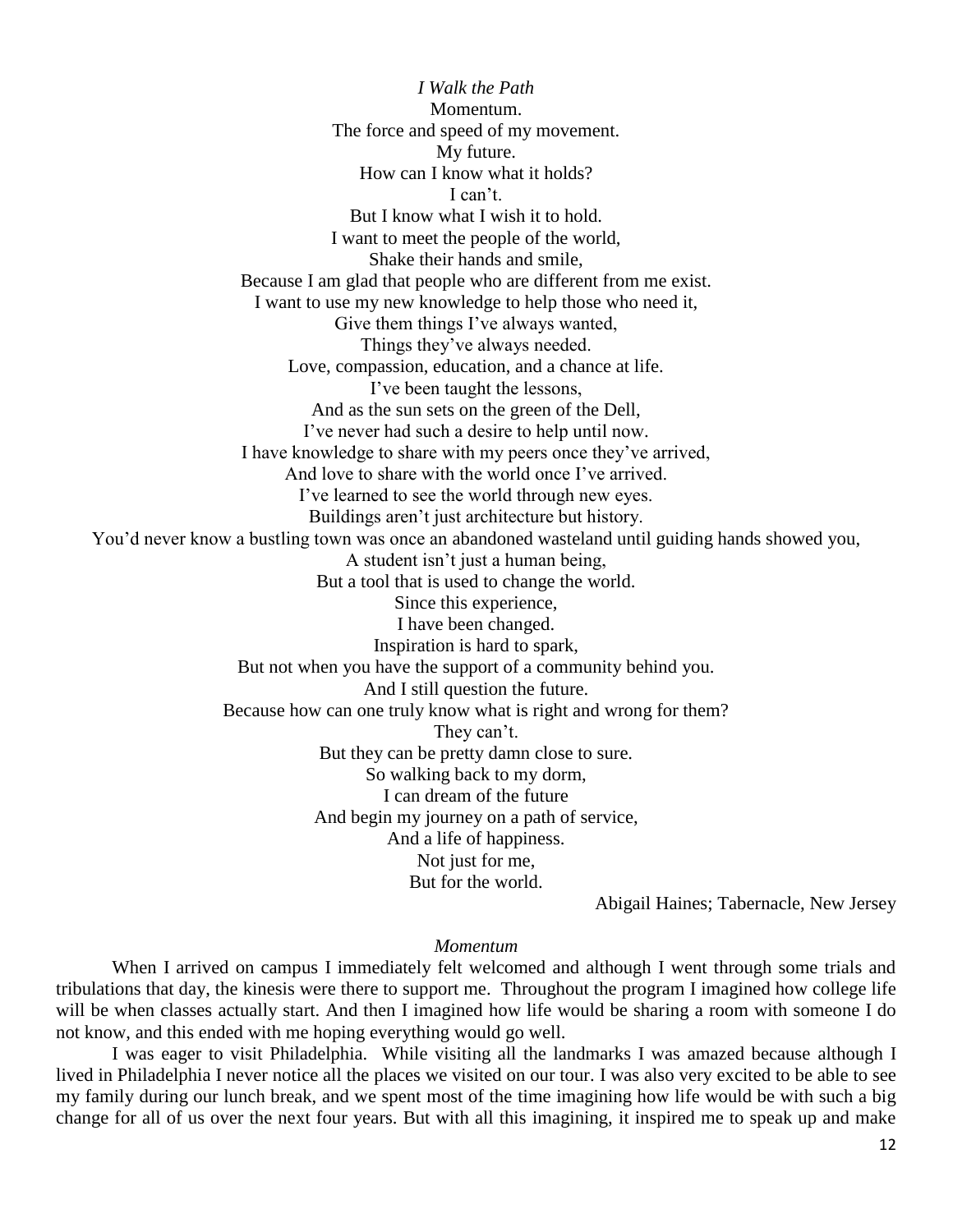*I Walk the Path*

Momentum.
The force and speed of my movement.
My future.
How can I know what it holds?
I can't.
But I know what I wish it to hold.
I want to meet the people of the world,
Shake their hands and smile,
Because I am glad that people who are different from me exist.
I want to use my new knowledge to help those who need it,
Give them things I've always wanted,
Things they've always needed.
Love, compassion, education, and a chance at life.
I've been taught the lessons,
And as the sun sets on the green of the Dell,
I've never had such a desire to help until now.
I have knowledge to share with my peers once they've arrived,
And love to share with the world once I've arrived.
I've learned to see the world through new eyes.
Buildings aren't just architecture but history.
You'd never know a bustling town was once an abandoned wasteland until guiding hands showed you,
A student isn't just a human being,
But a tool that is used to change the world.
Since this experience,
I have been changed.
Inspiration is hard to spark,
But not when you have the support of a community behind you.
And I still question the future.
Because how can one truly know what is right and wrong for them?
They can't.
But they can be pretty damn close to sure.
So walking back to my dorm,
I can dream of the future
And begin my journey on a path of service,
And a life of happiness.
Not just for me,
But for the world.

Abigail Haines; Tabernacle, New Jersey

*Momentum*

When I arrived on campus I immediately felt welcomed and although I went through some trials and tribulations that day, the kinesis were there to support me. Throughout the program I imagined how college life will be when classes actually start. And then I imagined how life would be sharing a room with someone I do not know, and this ended with me hoping everything would go well.

I was eager to visit Philadelphia. While visiting all the landmarks I was amazed because although I lived in Philadelphia I never notice all the places we visited on our tour. I was also very excited to be able to see my family during our lunch break, and we spent most of the time imagining how life would be with such a big change for all of us over the next four years. But with all this imagining, it inspired me to speak up and make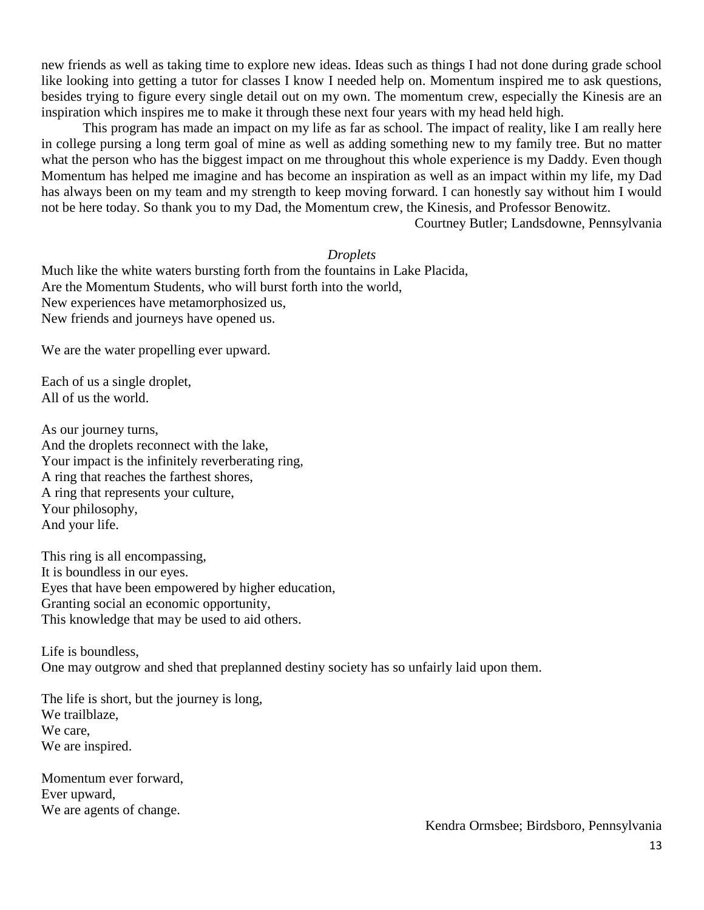new friends as well as taking time to explore new ideas. Ideas such as things I had not done during grade school like looking into getting a tutor for classes I know I needed help on. Momentum inspired me to ask questions, besides trying to figure every single detail out on my own. The momentum crew, especially the Kinesis are an inspiration which inspires me to make it through these next four years with my head held high.

This program has made an impact on my life as far as school. The impact of reality, like I am really here in college pursing a long term goal of mine as well as adding something new to my family tree. But no matter what the person who has the biggest impact on me throughout this whole experience is my Daddy. Even though Momentum has helped me imagine and has become an inspiration as well as an impact within my life, my Dad has always been on my team and my strength to keep moving forward. I can honestly say without him I would not be here today. So thank you to my Dad, the Momentum crew, the Kinesis, and Professor Benowitz.

Courtney Butler; Landsdowne, Pennsylvania

*Droplets*

Much like the white waters bursting forth from the fountains in Lake Placida,
Are the Momentum Students, who will burst forth into the world,
New experiences have metamorphosized us,
New friends and journeys have opened us.

We are the water propelling ever upward.

Each of us a single droplet,
All of us the world.

As our journey turns,
And the droplets reconnect with the lake,
Your impact is the infinitely reverberating ring,
A ring that reaches the farthest shores,
A ring that represents your culture,
Your philosophy,
And your life.

This ring is all encompassing,
It is boundless in our eyes.
Eyes that have been empowered by higher education,
Granting social an economic opportunity,
This knowledge that may be used to aid others.

Life is boundless,
One may outgrow and shed that preplanned destiny society has so unfairly laid upon them.

The life is short, but the journey is long,
We trailblaze,
We care,
We are inspired.

Momentum ever forward,
Ever upward,
We are agents of change.

Kendra Ormsbee; Birdsboro, Pennsylvania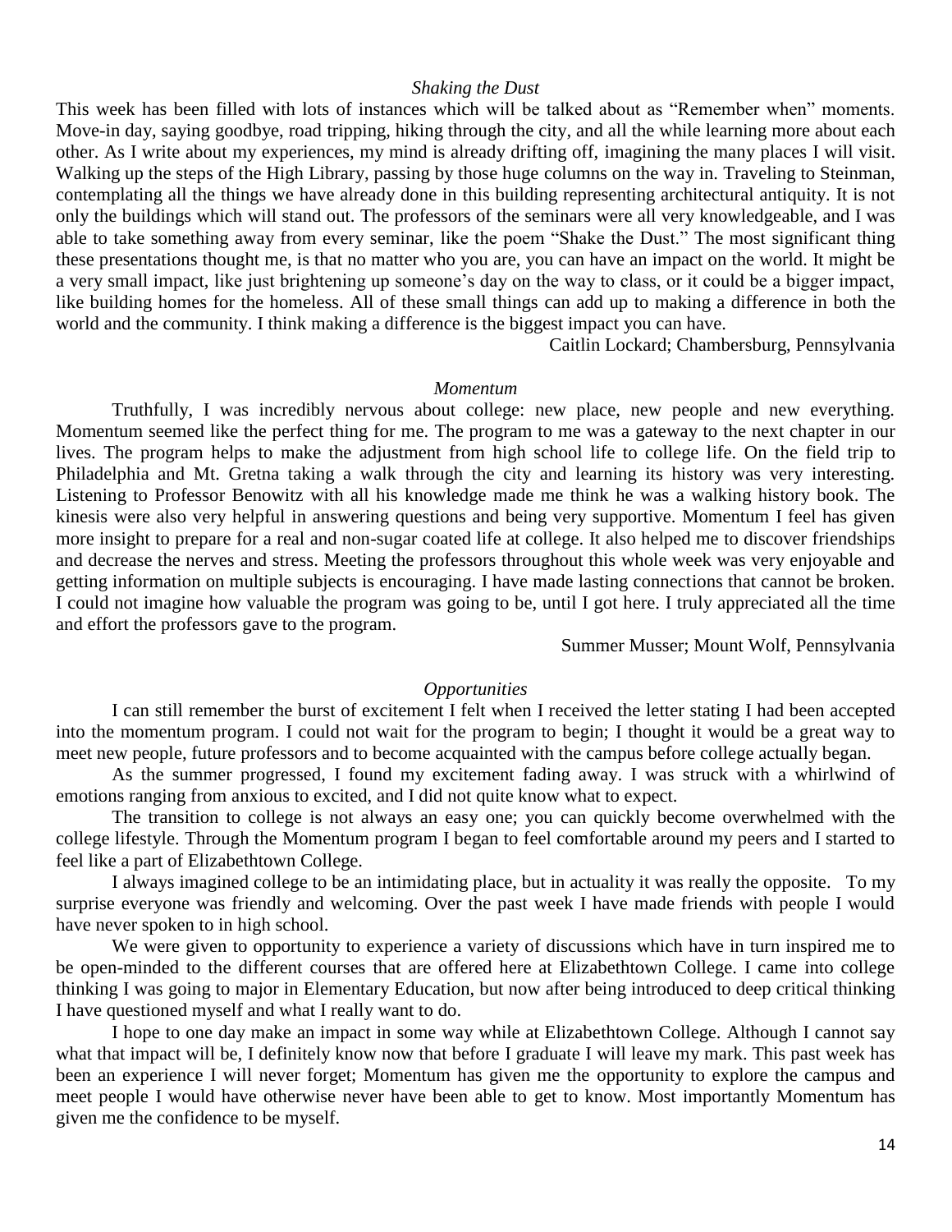### *Shaking the Dust*

This week has been filled with lots of instances which will be talked about as "Remember when" moments. Move-in day, saying goodbye, road tripping, hiking through the city, and all the while learning more about each other. As I write about my experiences, my mind is already drifting off, imagining the many places I will visit. Walking up the steps of the High Library, passing by those huge columns on the way in. Traveling to Steinman, contemplating all the things we have already done in this building representing architectural antiquity. It is not only the buildings which will stand out. The professors of the seminars were all very knowledgeable, and I was able to take something away from every seminar, like the poem "Shake the Dust." The most significant thing these presentations thought me, is that no matter who you are, you can have an impact on the world. It might be a very small impact, like just brightening up someone's day on the way to class, or it could be a bigger impact, like building homes for the homeless. All of these small things can add up to making a difference in both the world and the community. I think making a difference is the biggest impact you can have.

Caitlin Lockard; Chambersburg, Pennsylvania

### *Momentum*

Truthfully, I was incredibly nervous about college: new place, new people and new everything. Momentum seemed like the perfect thing for me. The program to me was a gateway to the next chapter in our lives. The program helps to make the adjustment from high school life to college life. On the field trip to Philadelphia and Mt. Gretna taking a walk through the city and learning its history was very interesting. Listening to Professor Benowitz with all his knowledge made me think he was a walking history book. The kinesis were also very helpful in answering questions and being very supportive. Momentum I feel has given more insight to prepare for a real and non-sugar coated life at college. It also helped me to discover friendships and decrease the nerves and stress. Meeting the professors throughout this whole week was very enjoyable and getting information on multiple subjects is encouraging. I have made lasting connections that cannot be broken. I could not imagine how valuable the program was going to be, until I got here. I truly appreciated all the time and effort the professors gave to the program.

Summer Musser; Mount Wolf, Pennsylvania

### *Opportunities*

I can still remember the burst of excitement I felt when I received the letter stating I had been accepted into the momentum program. I could not wait for the program to begin; I thought it would be a great way to meet new people, future professors and to become acquainted with the campus before college actually began.

As the summer progressed, I found my excitement fading away. I was struck with a whirlwind of emotions ranging from anxious to excited, and I did not quite know what to expect.

The transition to college is not always an easy one; you can quickly become overwhelmed with the college lifestyle. Through the Momentum program I began to feel comfortable around my peers and I started to feel like a part of Elizabethtown College.

I always imagined college to be an intimidating place, but in actuality it was really the opposite. To my surprise everyone was friendly and welcoming. Over the past week I have made friends with people I would have never spoken to in high school.

We were given to opportunity to experience a variety of discussions which have in turn inspired me to be open-minded to the different courses that are offered here at Elizabethtown College. I came into college thinking I was going to major in Elementary Education, but now after being introduced to deep critical thinking I have questioned myself and what I really want to do.

I hope to one day make an impact in some way while at Elizabethtown College. Although I cannot say what that impact will be, I definitely know now that before I graduate I will leave my mark. This past week has been an experience I will never forget; Momentum has given me the opportunity to explore the campus and meet people I would have otherwise never have been able to get to know. Most importantly Momentum has given me the confidence to be myself.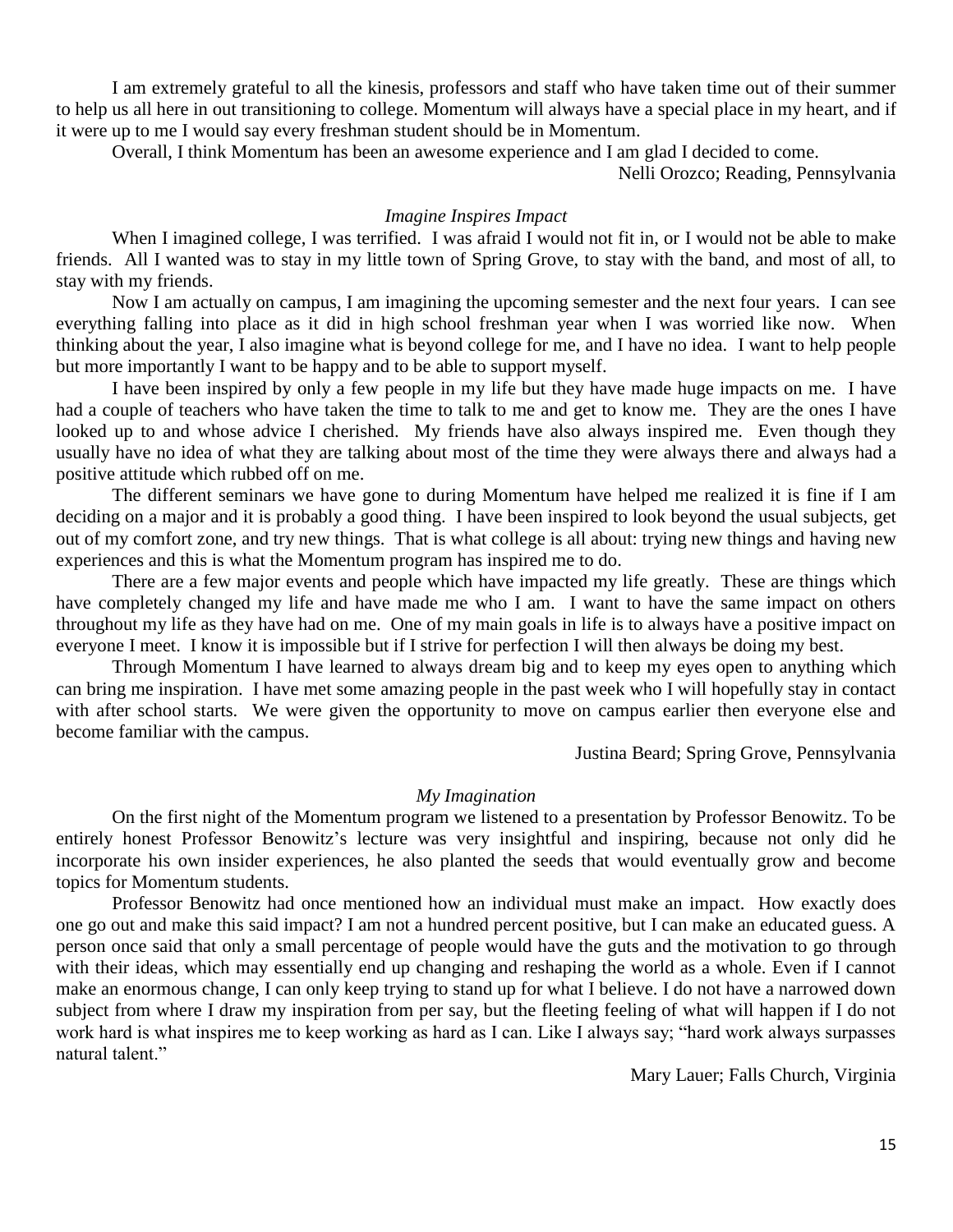I am extremely grateful to all the kinesis, professors and staff who have taken time out of their summer to help us all here in out transitioning to college. Momentum will always have a special place in my heart, and if it were up to me I would say every freshman student should be in Momentum.

Overall, I think Momentum has been an awesome experience and I am glad I decided to come.

Nelli Orozco; Reading, Pennsylvania

### *Imagine Inspires Impact*

When I imagined college, I was terrified. I was afraid I would not fit in, or I would not be able to make friends. All I wanted was to stay in my little town of Spring Grove, to stay with the band, and most of all, to stay with my friends.

Now I am actually on campus, I am imagining the upcoming semester and the next four years. I can see everything falling into place as it did in high school freshman year when I was worried like now. When thinking about the year, I also imagine what is beyond college for me, and I have no idea. I want to help people but more importantly I want to be happy and to be able to support myself.

I have been inspired by only a few people in my life but they have made huge impacts on me. I have had a couple of teachers who have taken the time to talk to me and get to know me. They are the ones I have looked up to and whose advice I cherished. My friends have also always inspired me. Even though they usually have no idea of what they are talking about most of the time they were always there and always had a positive attitude which rubbed off on me.

The different seminars we have gone to during Momentum have helped me realized it is fine if I am deciding on a major and it is probably a good thing. I have been inspired to look beyond the usual subjects, get out of my comfort zone, and try new things. That is what college is all about: trying new things and having new experiences and this is what the Momentum program has inspired me to do.

There are a few major events and people which have impacted my life greatly. These are things which have completely changed my life and have made me who I am. I want to have the same impact on others throughout my life as they have had on me. One of my main goals in life is to always have a positive impact on everyone I meet. I know it is impossible but if I strive for perfection I will then always be doing my best.

Through Momentum I have learned to always dream big and to keep my eyes open to anything which can bring me inspiration. I have met some amazing people in the past week who I will hopefully stay in contact with after school starts. We were given the opportunity to move on campus earlier then everyone else and become familiar with the campus.

Justina Beard; Spring Grove, Pennsylvania

### *My Imagination*

On the first night of the Momentum program we listened to a presentation by Professor Benowitz. To be entirely honest Professor Benowitz's lecture was very insightful and inspiring, because not only did he incorporate his own insider experiences, he also planted the seeds that would eventually grow and become topics for Momentum students.

Professor Benowitz had once mentioned how an individual must make an impact. How exactly does one go out and make this said impact? I am not a hundred percent positive, but I can make an educated guess. A person once said that only a small percentage of people would have the guts and the motivation to go through with their ideas, which may essentially end up changing and reshaping the world as a whole. Even if I cannot make an enormous change, I can only keep trying to stand up for what I believe. I do not have a narrowed down subject from where I draw my inspiration from per say, but the fleeting feeling of what will happen if I do not work hard is what inspires me to keep working as hard as I can. Like I always say; "hard work always surpasses natural talent."

Mary Lauer; Falls Church, Virginia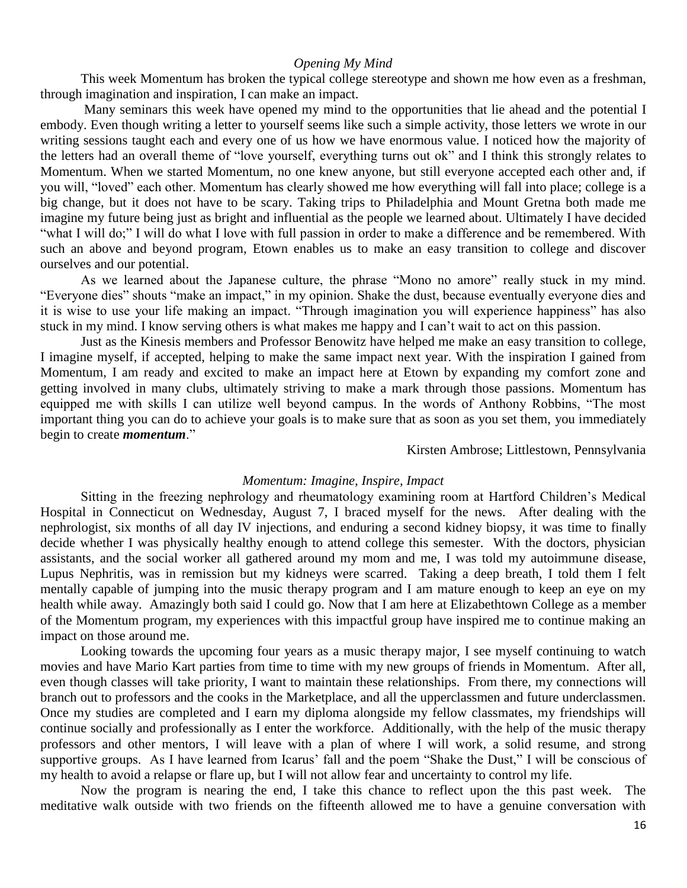*Opening My Mind*

This week Momentum has broken the typical college stereotype and shown me how even as a freshman, through imagination and inspiration, I can make an impact.

Many seminars this week have opened my mind to the opportunities that lie ahead and the potential I embody. Even though writing a letter to yourself seems like such a simple activity, those letters we wrote in our writing sessions taught each and every one of us how we have enormous value. I noticed how the majority of the letters had an overall theme of "love yourself, everything turns out ok" and I think this strongly relates to Momentum. When we started Momentum, no one knew anyone, but still everyone accepted each other and, if you will, "loved" each other. Momentum has clearly showed me how everything will fall into place; college is a big change, but it does not have to be scary. Taking trips to Philadelphia and Mount Gretna both made me imagine my future being just as bright and influential as the people we learned about. Ultimately I have decided "what I will do;" I will do what I love with full passion in order to make a difference and be remembered. With such an above and beyond program, Etown enables us to make an easy transition to college and discover ourselves and our potential.

As we learned about the Japanese culture, the phrase "Mono no amore" really stuck in my mind. "Everyone dies" shouts "make an impact," in my opinion. Shake the dust, because eventually everyone dies and it is wise to use your life making an impact. "Through imagination you will experience happiness" has also stuck in my mind. I know serving others is what makes me happy and I can't wait to act on this passion.

Just as the Kinesis members and Professor Benowitz have helped me make an easy transition to college, I imagine myself, if accepted, helping to make the same impact next year. With the inspiration I gained from Momentum, I am ready and excited to make an impact here at Etown by expanding my comfort zone and getting involved in many clubs, ultimately striving to make a mark through those passions. Momentum has equipped me with skills I can utilize well beyond campus. In the words of Anthony Robbins, "The most important thing you can do to achieve your goals is to make sure that as soon as you set them, you immediately begin to create ***momentum***."

Kirsten Ambrose; Littlestown, Pennsylvania

*Momentum: Imagine, Inspire, Impact*

Sitting in the freezing nephrology and rheumatology examining room at Hartford Children's Medical Hospital in Connecticut on Wednesday, August 7, I braced myself for the news. After dealing with the nephrologist, six months of all day IV injections, and enduring a second kidney biopsy, it was time to finally decide whether I was physically healthy enough to attend college this semester. With the doctors, physician assistants, and the social worker all gathered around my mom and me, I was told my autoimmune disease, Lupus Nephritis, was in remission but my kidneys were scarred. Taking a deep breath, I told them I felt mentally capable of jumping into the music therapy program and I am mature enough to keep an eye on my health while away. Amazingly both said I could go. Now that I am here at Elizabethtown College as a member of the Momentum program, my experiences with this impactful group have inspired me to continue making an impact on those around me.

Looking towards the upcoming four years as a music therapy major, I see myself continuing to watch movies and have Mario Kart parties from time to time with my new groups of friends in Momentum. After all, even though classes will take priority, I want to maintain these relationships. From there, my connections will branch out to professors and the cooks in the Marketplace, and all the upperclassmen and future underclassmen. Once my studies are completed and I earn my diploma alongside my fellow classmates, my friendships will continue socially and professionally as I enter the workforce. Additionally, with the help of the music therapy professors and other mentors, I will leave with a plan of where I will work, a solid resume, and strong supportive groups. As I have learned from Icarus' fall and the poem "Shake the Dust," I will be conscious of my health to avoid a relapse or flare up, but I will not allow fear and uncertainty to control my life.

Now the program is nearing the end, I take this chance to reflect upon the this past week. The meditative walk outside with two friends on the fifteenth allowed me to have a genuine conversation with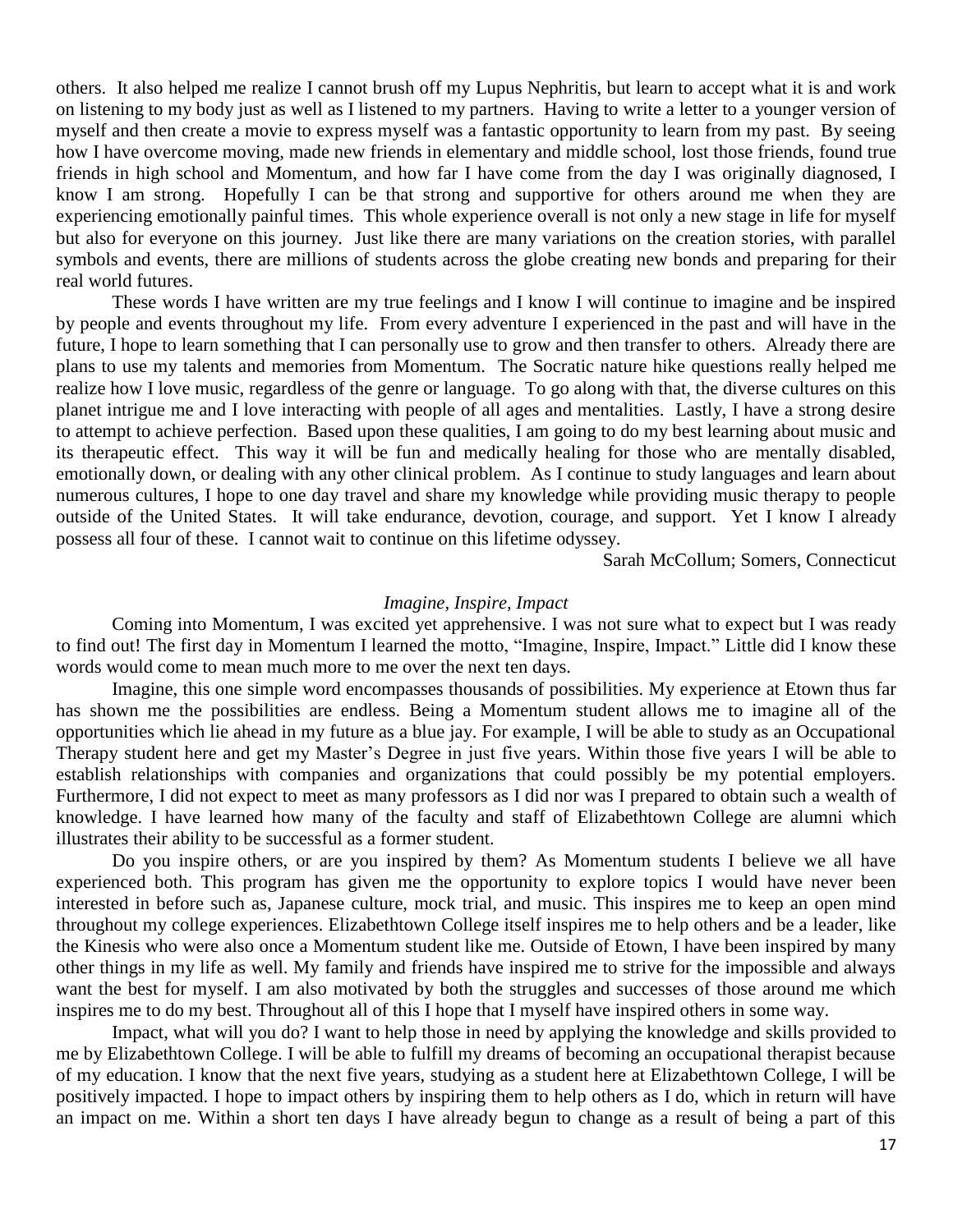others. It also helped me realize I cannot brush off my Lupus Nephritis, but learn to accept what it is and work on listening to my body just as well as I listened to my partners. Having to write a letter to a younger version of myself and then create a movie to express myself was a fantastic opportunity to learn from my past. By seeing how I have overcome moving, made new friends in elementary and middle school, lost those friends, found true friends in high school and Momentum, and how far I have come from the day I was originally diagnosed, I know I am strong. Hopefully I can be that strong and supportive for others around me when they are experiencing emotionally painful times. This whole experience overall is not only a new stage in life for myself but also for everyone on this journey. Just like there are many variations on the creation stories, with parallel symbols and events, there are millions of students across the globe creating new bonds and preparing for their real world futures.

These words I have written are my true feelings and I know I will continue to imagine and be inspired by people and events throughout my life. From every adventure I experienced in the past and will have in the future, I hope to learn something that I can personally use to grow and then transfer to others. Already there are plans to use my talents and memories from Momentum. The Socratic nature hike questions really helped me realize how I love music, regardless of the genre or language. To go along with that, the diverse cultures on this planet intrigue me and I love interacting with people of all ages and mentalities. Lastly, I have a strong desire to attempt to achieve perfection. Based upon these qualities, I am going to do my best learning about music and its therapeutic effect. This way it will be fun and medically healing for those who are mentally disabled, emotionally down, or dealing with any other clinical problem. As I continue to study languages and learn about numerous cultures, I hope to one day travel and share my knowledge while providing music therapy to people outside of the United States. It will take endurance, devotion, courage, and support. Yet I know I already possess all four of these. I cannot wait to continue on this lifetime odyssey.

Sarah McCollum; Somers, Connecticut

*Imagine, Inspire, Impact*

Coming into Momentum, I was excited yet apprehensive. I was not sure what to expect but I was ready to find out! The first day in Momentum I learned the motto, "Imagine, Inspire, Impact." Little did I know these words would come to mean much more to me over the next ten days.

Imagine, this one simple word encompasses thousands of possibilities. My experience at Etown thus far has shown me the possibilities are endless. Being a Momentum student allows me to imagine all of the opportunities which lie ahead in my future as a blue jay. For example, I will be able to study as an Occupational Therapy student here and get my Master's Degree in just five years. Within those five years I will be able to establish relationships with companies and organizations that could possibly be my potential employers. Furthermore, I did not expect to meet as many professors as I did nor was I prepared to obtain such a wealth of knowledge. I have learned how many of the faculty and staff of Elizabethtown College are alumni which illustrates their ability to be successful as a former student.

Do you inspire others, or are you inspired by them? As Momentum students I believe we all have experienced both. This program has given me the opportunity to explore topics I would have never been interested in before such as, Japanese culture, mock trial, and music. This inspires me to keep an open mind throughout my college experiences. Elizabethtown College itself inspires me to help others and be a leader, like the Kinesis who were also once a Momentum student like me. Outside of Etown, I have been inspired by many other things in my life as well. My family and friends have inspired me to strive for the impossible and always want the best for myself. I am also motivated by both the struggles and successes of those around me which inspires me to do my best. Throughout all of this I hope that I myself have inspired others in some way.

Impact, what will you do? I want to help those in need by applying the knowledge and skills provided to me by Elizabethtown College. I will be able to fulfill my dreams of becoming an occupational therapist because of my education. I know that the next five years, studying as a student here at Elizabethtown College, I will be positively impacted. I hope to impact others by inspiring them to help others as I do, which in return will have an impact on me. Within a short ten days I have already begun to change as a result of being a part of this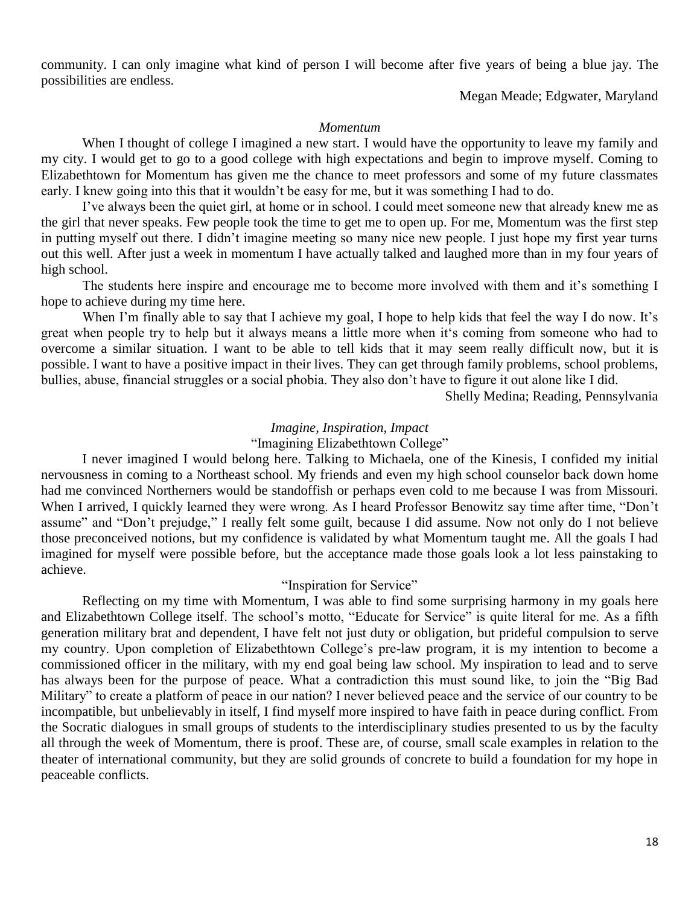community. I can only imagine what kind of person I will become after five years of being a blue jay. The possibilities are endless.

Megan Meade; Edgwater, Maryland

*Momentum*

When I thought of college I imagined a new start. I would have the opportunity to leave my family and my city. I would get to go to a good college with high expectations and begin to improve myself. Coming to Elizabethtown for Momentum has given me the chance to meet professors and some of my future classmates early. I knew going into this that it wouldn't be easy for me, but it was something I had to do.

I've always been the quiet girl, at home or in school. I could meet someone new that already knew me as the girl that never speaks. Few people took the time to get me to open up. For me, Momentum was the first step in putting myself out there. I didn't imagine meeting so many nice new people. I just hope my first year turns out this well. After just a week in momentum I have actually talked and laughed more than in my four years of high school.

The students here inspire and encourage me to become more involved with them and it's something I hope to achieve during my time here.

When I'm finally able to say that I achieve my goal, I hope to help kids that feel the way I do now. It's great when people try to help but it always means a little more when it's coming from someone who had to overcome a similar situation. I want to be able to tell kids that it may seem really difficult now, but it is possible. I want to have a positive impact in their lives. They can get through family problems, school problems, bullies, abuse, financial struggles or a social phobia. They also don't have to figure it out alone like I did.

Shelly Medina; Reading, Pennsylvania

*Imagine, Inspiration, Impact*

"Imagining Elizabethtown College"

I never imagined I would belong here. Talking to Michaela, one of the Kinesis, I confided my initial nervousness in coming to a Northeast school. My friends and even my high school counselor back down home had me convinced Northerners would be standoffish or perhaps even cold to me because I was from Missouri. When I arrived, I quickly learned they were wrong. As I heard Professor Benowitz say time after time, "Don't assume" and "Don't prejudge," I really felt some guilt, because I did assume. Now not only do I not believe those preconceived notions, but my confidence is validated by what Momentum taught me. All the goals I had imagined for myself were possible before, but the acceptance made those goals look a lot less painstaking to achieve.

"Inspiration for Service"

Reflecting on my time with Momentum, I was able to find some surprising harmony in my goals here and Elizabethtown College itself. The school's motto, "Educate for Service" is quite literal for me. As a fifth generation military brat and dependent, I have felt not just duty or obligation, but prideful compulsion to serve my country. Upon completion of Elizabethtown College's pre-law program, it is my intention to become a commissioned officer in the military, with my end goal being law school. My inspiration to lead and to serve has always been for the purpose of peace. What a contradiction this must sound like, to join the "Big Bad Military" to create a platform of peace in our nation? I never believed peace and the service of our country to be incompatible, but unbelievably in itself, I find myself more inspired to have faith in peace during conflict. From the Socratic dialogues in small groups of students to the interdisciplinary studies presented to us by the faculty all through the week of Momentum, there is proof. These are, of course, small scale examples in relation to the theater of international community, but they are solid grounds of concrete to build a foundation for my hope in peaceable conflicts.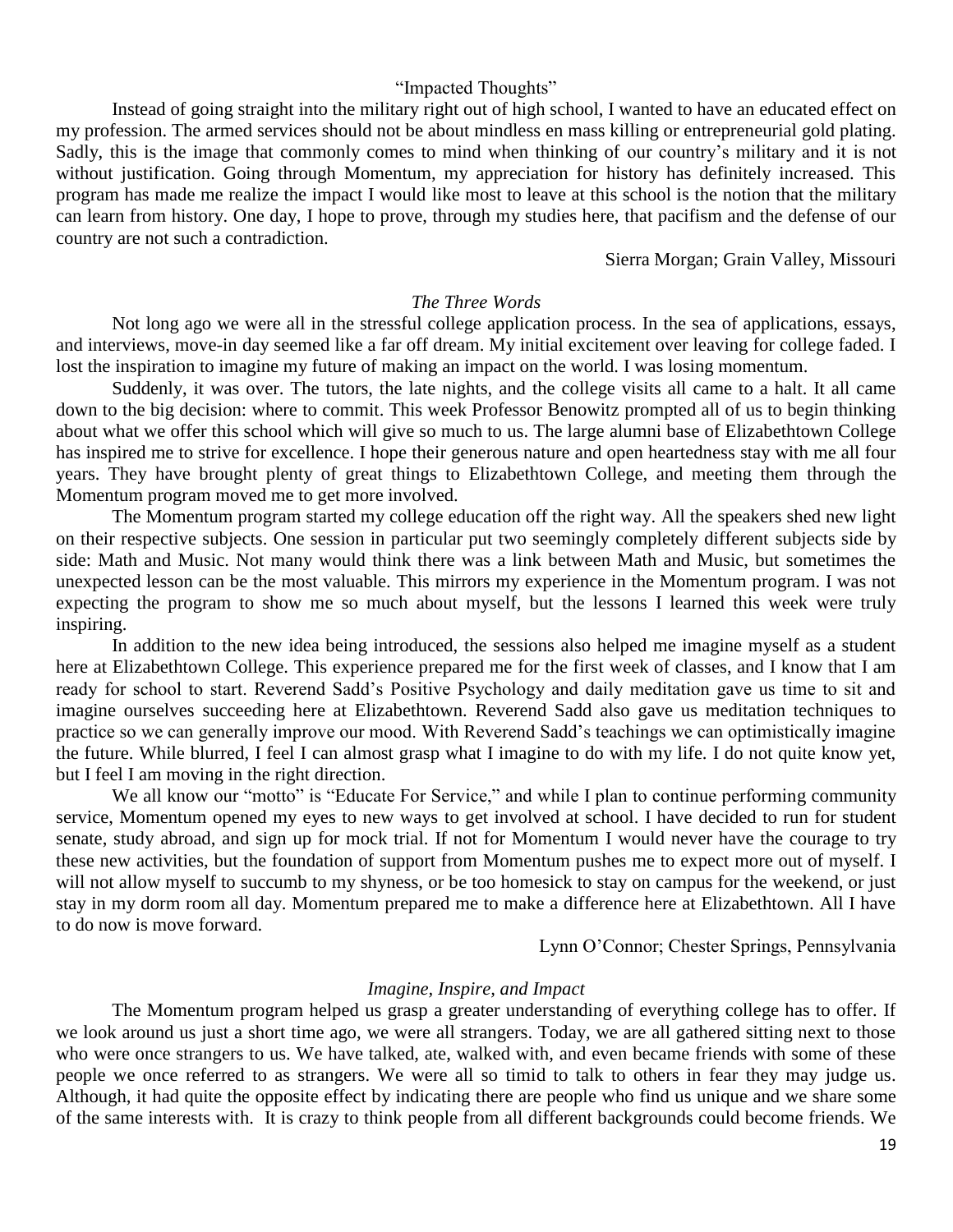### "Impacted Thoughts"

Instead of going straight into the military right out of high school, I wanted to have an educated effect on my profession. The armed services should not be about mindless en mass killing or entrepreneurial gold plating. Sadly, this is the image that commonly comes to mind when thinking of our country's military and it is not without justification. Going through Momentum, my appreciation for history has definitely increased. This program has made me realize the impact I would like most to leave at this school is the notion that the military can learn from history. One day, I hope to prove, through my studies here, that pacifism and the defense of our country are not such a contradiction.

Sierra Morgan; Grain Valley, Missouri

### *The Three Words*

Not long ago we were all in the stressful college application process. In the sea of applications, essays, and interviews, move-in day seemed like a far off dream. My initial excitement over leaving for college faded. I lost the inspiration to imagine my future of making an impact on the world. I was losing momentum.

Suddenly, it was over. The tutors, the late nights, and the college visits all came to a halt. It all came down to the big decision: where to commit. This week Professor Benowitz prompted all of us to begin thinking about what we offer this school which will give so much to us. The large alumni base of Elizabethtown College has inspired me to strive for excellence. I hope their generous nature and open heartedness stay with me all four years. They have brought plenty of great things to Elizabethtown College, and meeting them through the Momentum program moved me to get more involved.

The Momentum program started my college education off the right way. All the speakers shed new light on their respective subjects. One session in particular put two seemingly completely different subjects side by side: Math and Music. Not many would think there was a link between Math and Music, but sometimes the unexpected lesson can be the most valuable. This mirrors my experience in the Momentum program. I was not expecting the program to show me so much about myself, but the lessons I learned this week were truly inspiring.

In addition to the new idea being introduced, the sessions also helped me imagine myself as a student here at Elizabethtown College. This experience prepared me for the first week of classes, and I know that I am ready for school to start. Reverend Sadd's Positive Psychology and daily meditation gave us time to sit and imagine ourselves succeeding here at Elizabethtown. Reverend Sadd also gave us meditation techniques to practice so we can generally improve our mood. With Reverend Sadd's teachings we can optimistically imagine the future. While blurred, I feel I can almost grasp what I imagine to do with my life. I do not quite know yet, but I feel I am moving in the right direction.

We all know our "motto" is "Educate For Service," and while I plan to continue performing community service, Momentum opened my eyes to new ways to get involved at school. I have decided to run for student senate, study abroad, and sign up for mock trial. If not for Momentum I would never have the courage to try these new activities, but the foundation of support from Momentum pushes me to expect more out of myself. I will not allow myself to succumb to my shyness, or be too homesick to stay on campus for the weekend, or just stay in my dorm room all day. Momentum prepared me to make a difference here at Elizabethtown. All I have to do now is move forward.

Lynn O'Connor; Chester Springs, Pennsylvania

### *Imagine, Inspire, and Impact*

The Momentum program helped us grasp a greater understanding of everything college has to offer. If we look around us just a short time ago, we were all strangers. Today, we are all gathered sitting next to those who were once strangers to us. We have talked, ate, walked with, and even became friends with some of these people we once referred to as strangers. We were all so timid to talk to others in fear they may judge us. Although, it had quite the opposite effect by indicating there are people who find us unique and we share some of the same interests with. It is crazy to think people from all different backgrounds could become friends. We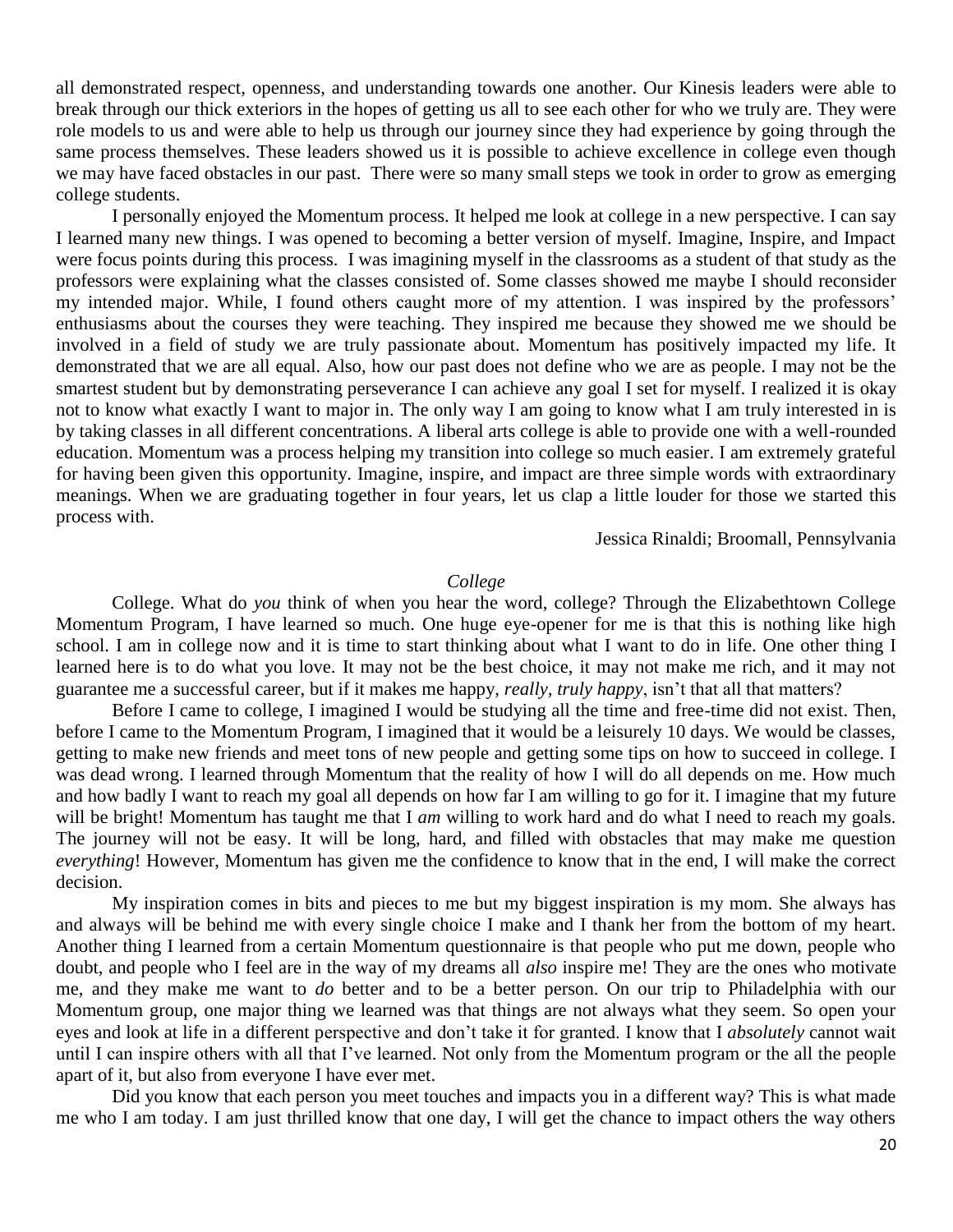all demonstrated respect, openness, and understanding towards one another. Our Kinesis leaders were able to break through our thick exteriors in the hopes of getting us all to see each other for who we truly are. They were role models to us and were able to help us through our journey since they had experience by going through the same process themselves. These leaders showed us it is possible to achieve excellence in college even though we may have faced obstacles in our past. There were so many small steps we took in order to grow as emerging college students.

I personally enjoyed the Momentum process. It helped me look at college in a new perspective. I can say I learned many new things. I was opened to becoming a better version of myself. Imagine, Inspire, and Impact were focus points during this process. I was imagining myself in the classrooms as a student of that study as the professors were explaining what the classes consisted of. Some classes showed me maybe I should reconsider my intended major. While, I found others caught more of my attention. I was inspired by the professors' enthusiasms about the courses they were teaching. They inspired me because they showed me we should be involved in a field of study we are truly passionate about. Momentum has positively impacted my life. It demonstrated that we are all equal. Also, how our past does not define who we are as people. I may not be the smartest student but by demonstrating perseverance I can achieve any goal I set for myself. I realized it is okay not to know what exactly I want to major in. The only way I am going to know what I am truly interested in is by taking classes in all different concentrations. A liberal arts college is able to provide one with a well-rounded education. Momentum was a process helping my transition into college so much easier. I am extremely grateful for having been given this opportunity. Imagine, inspire, and impact are three simple words with extraordinary meanings. When we are graduating together in four years, let us clap a little louder for those we started this process with.

Jessica Rinaldi; Broomall, Pennsylvania

*College*

College. What do *you* think of when you hear the word, college? Through the Elizabethtown College Momentum Program, I have learned so much. One huge eye-opener for me is that this is nothing like high school. I am in college now and it is time to start thinking about what I want to do in life. One other thing I learned here is to do what you love. It may not be the best choice, it may not make me rich, and it may not guarantee me a successful career, but if it makes me happy, *really, truly happy*, isn't that all that matters?

Before I came to college, I imagined I would be studying all the time and free-time did not exist. Then, before I came to the Momentum Program, I imagined that it would be a leisurely 10 days. We would be classes, getting to make new friends and meet tons of new people and getting some tips on how to succeed in college. I was dead wrong. I learned through Momentum that the reality of how I will do all depends on me. How much and how badly I want to reach my goal all depends on how far I am willing to go for it. I imagine that my future will be bright! Momentum has taught me that I *am* willing to work hard and do what I need to reach my goals. The journey will not be easy. It will be long, hard, and filled with obstacles that may make me question *everything*! However, Momentum has given me the confidence to know that in the end, I will make the correct decision.

My inspiration comes in bits and pieces to me but my biggest inspiration is my mom. She always has and always will be behind me with every single choice I make and I thank her from the bottom of my heart. Another thing I learned from a certain Momentum questionnaire is that people who put me down, people who doubt, and people who I feel are in the way of my dreams all *also* inspire me! They are the ones who motivate me, and they make me want to *do* better and to be a better person. On our trip to Philadelphia with our Momentum group, one major thing we learned was that things are not always what they seem. So open your eyes and look at life in a different perspective and don't take it for granted. I know that I *absolutely* cannot wait until I can inspire others with all that I've learned. Not only from the Momentum program or the all the people apart of it, but also from everyone I have ever met.

Did you know that each person you meet touches and impacts you in a different way? This is what made me who I am today. I am just thrilled know that one day, I will get the chance to impact others the way others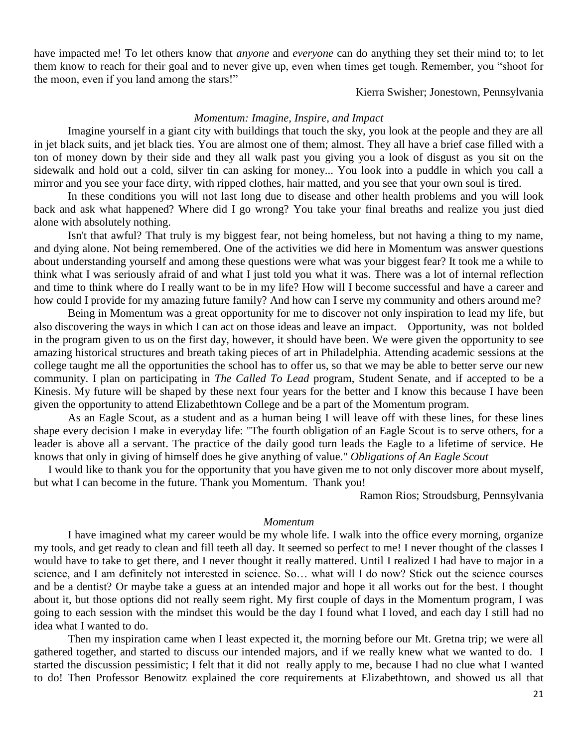have impacted me! To let others know that *anyone* and *everyone* can do anything they set their mind to; to let them know to reach for their goal and to never give up, even when times get tough. Remember, you "shoot for the moon, even if you land among the stars!"

Kierra Swisher; Jonestown, Pennsylvania

*Momentum: Imagine, Inspire, and Impact*

Imagine yourself in a giant city with buildings that touch the sky, you look at the people and they are all in jet black suits, and jet black ties. You are almost one of them; almost. They all have a brief case filled with a ton of money down by their side and they all walk past you giving you a look of disgust as you sit on the sidewalk and hold out a cold, silver tin can asking for money... You look into a puddle in which you call a mirror and you see your face dirty, with ripped clothes, hair matted, and you see that your own soul is tired.

In these conditions you will not last long due to disease and other health problems and you will look back and ask what happened? Where did I go wrong? You take your final breaths and realize you just died alone with absolutely nothing.

Isn't that awful? That truly is my biggest fear, not being homeless, but not having a thing to my name, and dying alone. Not being remembered. One of the activities we did here in Momentum was answer questions about understanding yourself and among these questions were what was your biggest fear? It took me a while to think what I was seriously afraid of and what I just told you what it was. There was a lot of internal reflection and time to think where do I really want to be in my life? How will I become successful and have a career and how could I provide for my amazing future family? And how can I serve my community and others around me?

Being in Momentum was a great opportunity for me to discover not only inspiration to lead my life, but also discovering the ways in which I can act on those ideas and leave an impact. Opportunity, was not bolded in the program given to us on the first day, however, it should have been. We were given the opportunity to see amazing historical structures and breath taking pieces of art in Philadelphia. Attending academic sessions at the college taught me all the opportunities the school has to offer us, so that we may be able to better serve our new community. I plan on participating in *The Called To Lead* program, Student Senate, and if accepted to be a Kinesis. My future will be shaped by these next four years for the better and I know this because I have been given the opportunity to attend Elizabethtown College and be a part of the Momentum program.

As an Eagle Scout, as a student and as a human being I will leave off with these lines, for these lines shape every decision I make in everyday life: "The fourth obligation of an Eagle Scout is to serve others, for a leader is above all a servant. The practice of the daily good turn leads the Eagle to a lifetime of service. He knows that only in giving of himself does he give anything of value." *Obligations of An Eagle Scout*

I would like to thank you for the opportunity that you have given me to not only discover more about myself, but what I can become in the future. Thank you Momentum. Thank you!

Ramon Rios; Stroudsburg, Pennsylvania

*Momentum*

I have imagined what my career would be my whole life. I walk into the office every morning, organize my tools, and get ready to clean and fill teeth all day. It seemed so perfect to me! I never thought of the classes I would have to take to get there, and I never thought it really mattered. Until I realized I had have to major in a science, and I am definitely not interested in science. So… what will I do now? Stick out the science courses and be a dentist? Or maybe take a guess at an intended major and hope it all works out for the best. I thought about it, but those options did not really seem right. My first couple of days in the Momentum program, I was going to each session with the mindset this would be the day I found what I loved, and each day I still had no idea what I wanted to do.

Then my inspiration came when I least expected it, the morning before our Mt. Gretna trip; we were all gathered together, and started to discuss our intended majors, and if we really knew what we wanted to do. I started the discussion pessimistic; I felt that it did not really apply to me, because I had no clue what I wanted to do! Then Professor Benowitz explained the core requirements at Elizabethtown, and showed us all that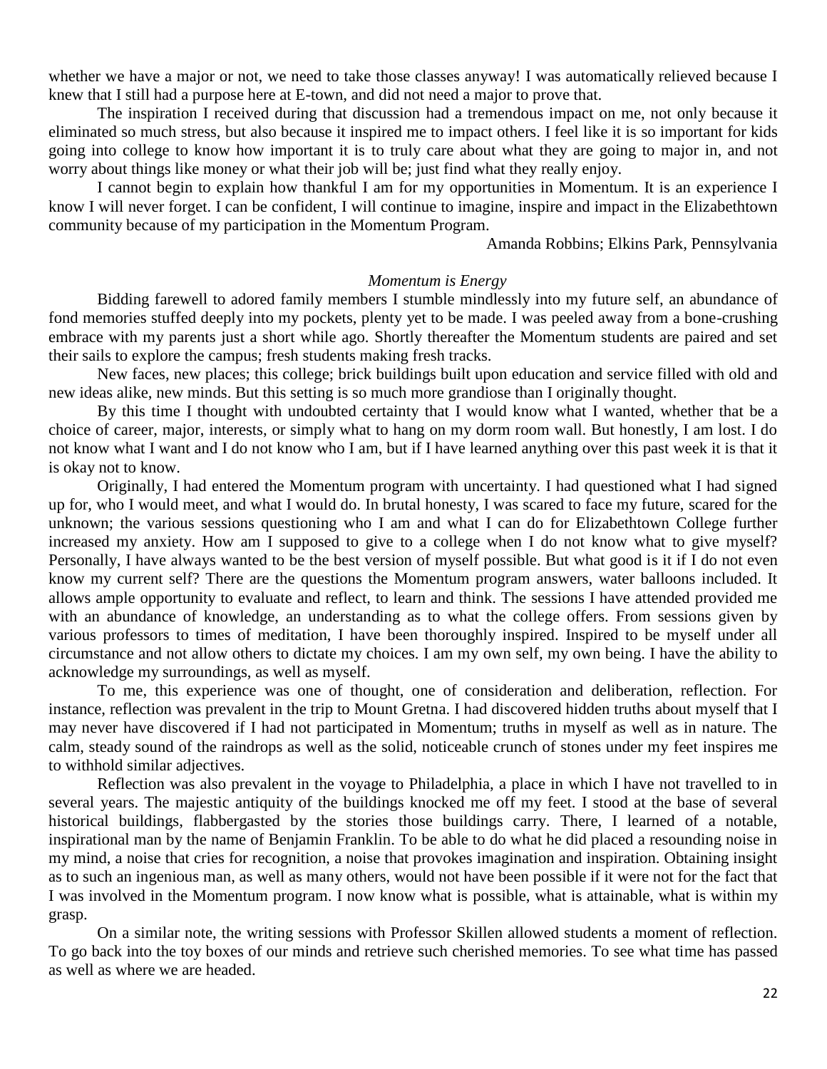whether we have a major or not, we need to take those classes anyway! I was automatically relieved because I knew that I still had a purpose here at E-town, and did not need a major to prove that.

The inspiration I received during that discussion had a tremendous impact on me, not only because it eliminated so much stress, but also because it inspired me to impact others. I feel like it is so important for kids going into college to know how important it is to truly care about what they are going to major in, and not worry about things like money or what their job will be; just find what they really enjoy.

I cannot begin to explain how thankful I am for my opportunities in Momentum. It is an experience I know I will never forget. I can be confident, I will continue to imagine, inspire and impact in the Elizabethtown community because of my participation in the Momentum Program.

Amanda Robbins; Elkins Park, Pennsylvania

*Momentum is Energy*

Bidding farewell to adored family members I stumble mindlessly into my future self, an abundance of fond memories stuffed deeply into my pockets, plenty yet to be made. I was peeled away from a bone-crushing embrace with my parents just a short while ago. Shortly thereafter the Momentum students are paired and set their sails to explore the campus; fresh students making fresh tracks.

New faces, new places; this college; brick buildings built upon education and service filled with old and new ideas alike, new minds. But this setting is so much more grandiose than I originally thought.

By this time I thought with undoubted certainty that I would know what I wanted, whether that be a choice of career, major, interests, or simply what to hang on my dorm room wall. But honestly, I am lost. I do not know what I want and I do not know who I am, but if I have learned anything over this past week it is that it is okay not to know.

Originally, I had entered the Momentum program with uncertainty. I had questioned what I had signed up for, who I would meet, and what I would do. In brutal honesty, I was scared to face my future, scared for the unknown; the various sessions questioning who I am and what I can do for Elizabethtown College further increased my anxiety. How am I supposed to give to a college when I do not know what to give myself? Personally, I have always wanted to be the best version of myself possible. But what good is it if I do not even know my current self? There are the questions the Momentum program answers, water balloons included. It allows ample opportunity to evaluate and reflect, to learn and think. The sessions I have attended provided me with an abundance of knowledge, an understanding as to what the college offers. From sessions given by various professors to times of meditation, I have been thoroughly inspired. Inspired to be myself under all circumstance and not allow others to dictate my choices. I am my own self, my own being. I have the ability to acknowledge my surroundings, as well as myself.

To me, this experience was one of thought, one of consideration and deliberation, reflection. For instance, reflection was prevalent in the trip to Mount Gretna. I had discovered hidden truths about myself that I may never have discovered if I had not participated in Momentum; truths in myself as well as in nature. The calm, steady sound of the raindrops as well as the solid, noticeable crunch of stones under my feet inspires me to withhold similar adjectives.

Reflection was also prevalent in the voyage to Philadelphia, a place in which I have not travelled to in several years. The majestic antiquity of the buildings knocked me off my feet. I stood at the base of several historical buildings, flabbergasted by the stories those buildings carry. There, I learned of a notable, inspirational man by the name of Benjamin Franklin. To be able to do what he did placed a resounding noise in my mind, a noise that cries for recognition, a noise that provokes imagination and inspiration. Obtaining insight as to such an ingenious man, as well as many others, would not have been possible if it were not for the fact that I was involved in the Momentum program. I now know what is possible, what is attainable, what is within my grasp.

On a similar note, the writing sessions with Professor Skillen allowed students a moment of reflection. To go back into the toy boxes of our minds and retrieve such cherished memories. To see what time has passed as well as where we are headed.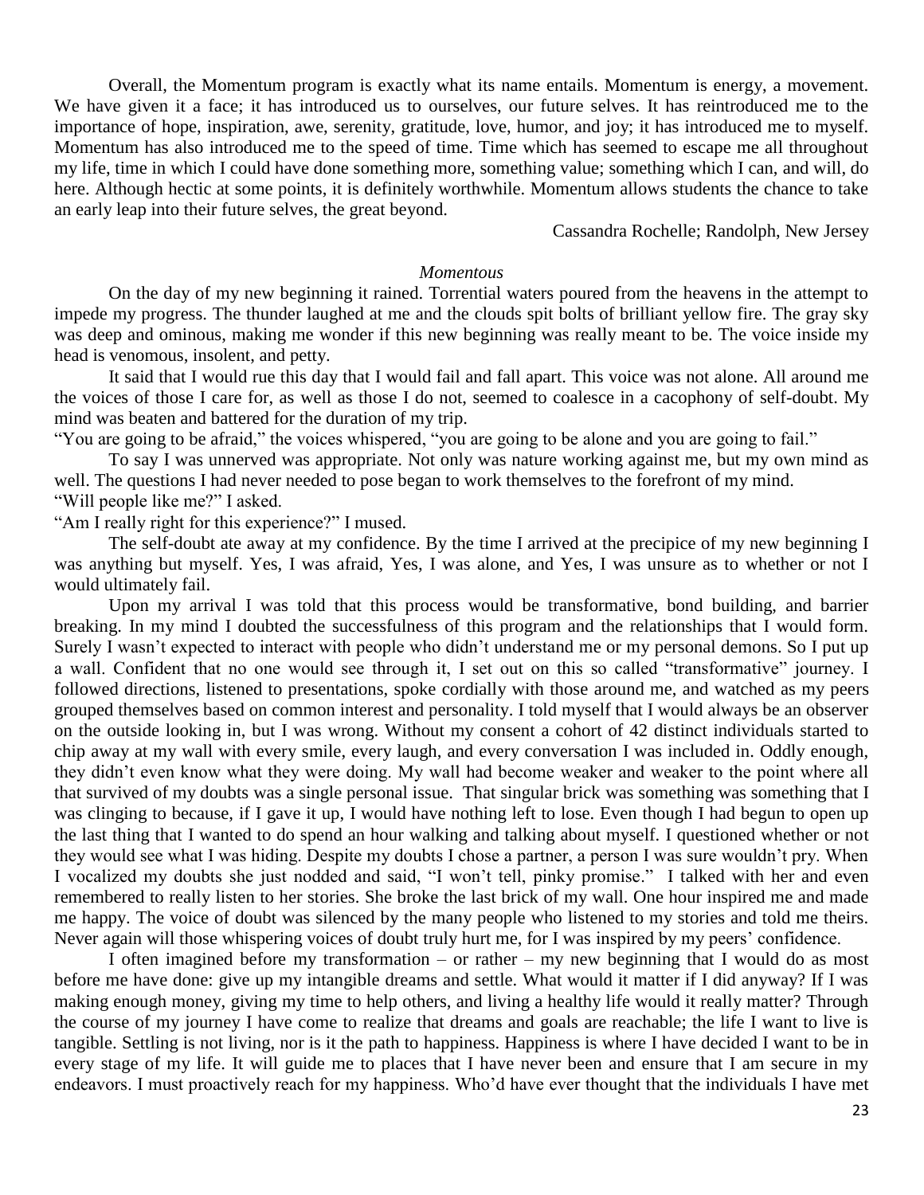Overall, the Momentum program is exactly what its name entails. Momentum is energy, a movement. We have given it a face; it has introduced us to ourselves, our future selves. It has reintroduced me to the importance of hope, inspiration, awe, serenity, gratitude, love, humor, and joy; it has introduced me to myself. Momentum has also introduced me to the speed of time. Time which has seemed to escape me all throughout my life, time in which I could have done something more, something value; something which I can, and will, do here. Although hectic at some points, it is definitely worthwhile. Momentum allows students the chance to take an early leap into their future selves, the great beyond.

Cassandra Rochelle; Randolph, New Jersey

*Momentous*

On the day of my new beginning it rained. Torrential waters poured from the heavens in the attempt to impede my progress. The thunder laughed at me and the clouds spit bolts of brilliant yellow fire. The gray sky was deep and ominous, making me wonder if this new beginning was really meant to be. The voice inside my head is venomous, insolent, and petty.

It said that I would rue this day that I would fail and fall apart. This voice was not alone. All around me the voices of those I care for, as well as those I do not, seemed to coalesce in a cacophony of self-doubt. My mind was beaten and battered for the duration of my trip.

"You are going to be afraid," the voices whispered, "you are going to be alone and you are going to fail."

To say I was unnerved was appropriate. Not only was nature working against me, but my own mind as well. The questions I had never needed to pose began to work themselves to the forefront of my mind.

"Will people like me?" I asked.

"Am I really right for this experience?" I mused.

The self-doubt ate away at my confidence. By the time I arrived at the precipice of my new beginning I was anything but myself. Yes, I was afraid, Yes, I was alone, and Yes, I was unsure as to whether or not I would ultimately fail.

Upon my arrival I was told that this process would be transformative, bond building, and barrier breaking. In my mind I doubted the successfulness of this program and the relationships that I would form. Surely I wasn't expected to interact with people who didn't understand me or my personal demons. So I put up a wall. Confident that no one would see through it, I set out on this so called "transformative" journey. I followed directions, listened to presentations, spoke cordially with those around me, and watched as my peers grouped themselves based on common interest and personality. I told myself that I would always be an observer on the outside looking in, but I was wrong. Without my consent a cohort of 42 distinct individuals started to chip away at my wall with every smile, every laugh, and every conversation I was included in. Oddly enough, they didn't even know what they were doing. My wall had become weaker and weaker to the point where all that survived of my doubts was a single personal issue. That singular brick was something was something that I was clinging to because, if I gave it up, I would have nothing left to lose. Even though I had begun to open up the last thing that I wanted to do spend an hour walking and talking about myself. I questioned whether or not they would see what I was hiding. Despite my doubts I chose a partner, a person I was sure wouldn't pry. When I vocalized my doubts she just nodded and said, "I won't tell, pinky promise." I talked with her and even remembered to really listen to her stories. She broke the last brick of my wall. One hour inspired me and made me happy. The voice of doubt was silenced by the many people who listened to my stories and told me theirs. Never again will those whispering voices of doubt truly hurt me, for I was inspired by my peers' confidence.

I often imagined before my transformation – or rather – my new beginning that I would do as most before me have done: give up my intangible dreams and settle. What would it matter if I did anyway? If I was making enough money, giving my time to help others, and living a healthy life would it really matter? Through the course of my journey I have come to realize that dreams and goals are reachable; the life I want to live is tangible. Settling is not living, nor is it the path to happiness. Happiness is where I have decided I want to be in every stage of my life. It will guide me to places that I have never been and ensure that I am secure in my endeavors. I must proactively reach for my happiness. Who'd have ever thought that the individuals I have met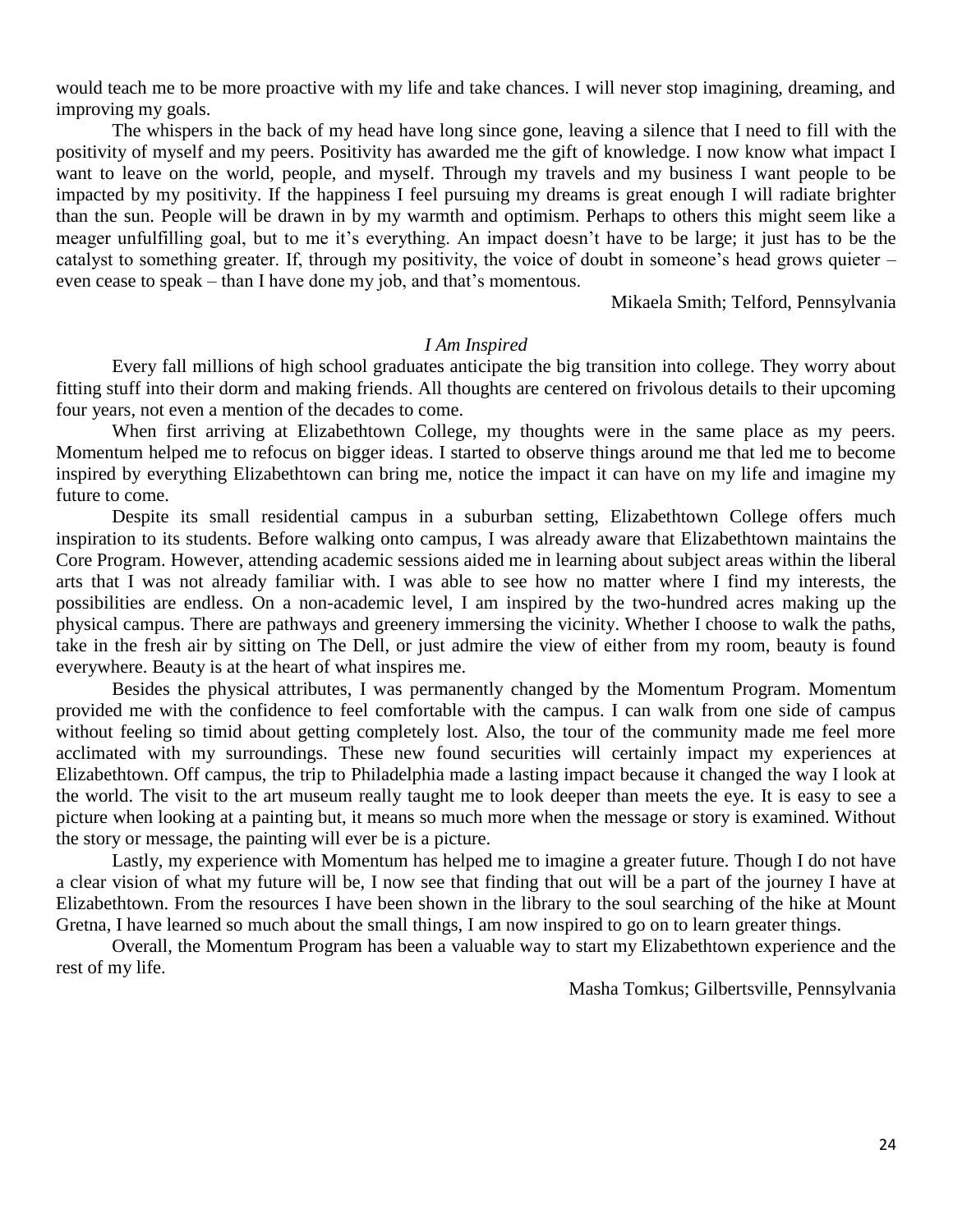would teach me to be more proactive with my life and take chances. I will never stop imagining, dreaming, and improving my goals.

The whispers in the back of my head have long since gone, leaving a silence that I need to fill with the positivity of myself and my peers. Positivity has awarded me the gift of knowledge. I now know what impact I want to leave on the world, people, and myself. Through my travels and my business I want people to be impacted by my positivity. If the happiness I feel pursuing my dreams is great enough I will radiate brighter than the sun. People will be drawn in by my warmth and optimism. Perhaps to others this might seem like a meager unfulfilling goal, but to me it's everything. An impact doesn't have to be large; it just has to be the catalyst to something greater. If, through my positivity, the voice of doubt in someone's head grows quieter – even cease to speak – than I have done my job, and that's momentous.

Mikaela Smith; Telford, Pennsylvania

*I Am Inspired*

Every fall millions of high school graduates anticipate the big transition into college. They worry about fitting stuff into their dorm and making friends. All thoughts are centered on frivolous details to their upcoming four years, not even a mention of the decades to come.

When first arriving at Elizabethtown College, my thoughts were in the same place as my peers. Momentum helped me to refocus on bigger ideas. I started to observe things around me that led me to become inspired by everything Elizabethtown can bring me, notice the impact it can have on my life and imagine my future to come.

Despite its small residential campus in a suburban setting, Elizabethtown College offers much inspiration to its students. Before walking onto campus, I was already aware that Elizabethtown maintains the Core Program. However, attending academic sessions aided me in learning about subject areas within the liberal arts that I was not already familiar with. I was able to see how no matter where I find my interests, the possibilities are endless. On a non-academic level, I am inspired by the two-hundred acres making up the physical campus. There are pathways and greenery immersing the vicinity. Whether I choose to walk the paths, take in the fresh air by sitting on The Dell, or just admire the view of either from my room, beauty is found everywhere. Beauty is at the heart of what inspires me.

Besides the physical attributes, I was permanently changed by the Momentum Program. Momentum provided me with the confidence to feel comfortable with the campus. I can walk from one side of campus without feeling so timid about getting completely lost. Also, the tour of the community made me feel more acclimated with my surroundings. These new found securities will certainly impact my experiences at Elizabethtown. Off campus, the trip to Philadelphia made a lasting impact because it changed the way I look at the world. The visit to the art museum really taught me to look deeper than meets the eye. It is easy to see a picture when looking at a painting but, it means so much more when the message or story is examined. Without the story or message, the painting will ever be is a picture.

Lastly, my experience with Momentum has helped me to imagine a greater future. Though I do not have a clear vision of what my future will be, I now see that finding that out will be a part of the journey I have at Elizabethtown. From the resources I have been shown in the library to the soul searching of the hike at Mount Gretna, I have learned so much about the small things, I am now inspired to go on to learn greater things.

Overall, the Momentum Program has been a valuable way to start my Elizabethtown experience and the rest of my life.

Masha Tomkus; Gilbertsville, Pennsylvania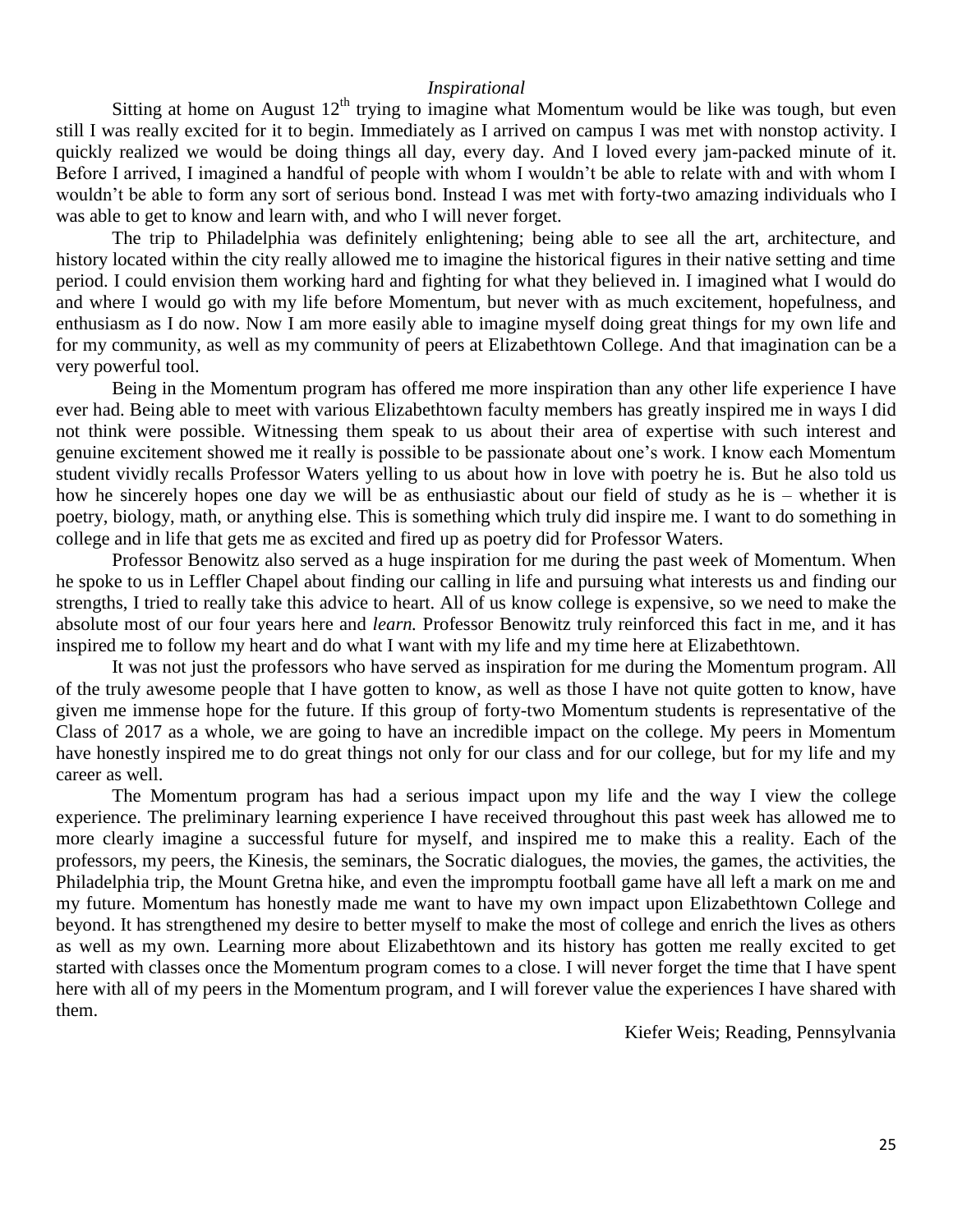*Inspirational*

Sitting at home on August 12th trying to imagine what Momentum would be like was tough, but even still I was really excited for it to begin. Immediately as I arrived on campus I was met with nonstop activity. I quickly realized we would be doing things all day, every day. And I loved every jam-packed minute of it. Before I arrived, I imagined a handful of people with whom I wouldn't be able to relate with and with whom I wouldn't be able to form any sort of serious bond. Instead I was met with forty-two amazing individuals who I was able to get to know and learn with, and who I will never forget.

The trip to Philadelphia was definitely enlightening; being able to see all the art, architecture, and history located within the city really allowed me to imagine the historical figures in their native setting and time period. I could envision them working hard and fighting for what they believed in. I imagined what I would do and where I would go with my life before Momentum, but never with as much excitement, hopefulness, and enthusiasm as I do now. Now I am more easily able to imagine myself doing great things for my own life and for my community, as well as my community of peers at Elizabethtown College. And that imagination can be a very powerful tool.

Being in the Momentum program has offered me more inspiration than any other life experience I have ever had. Being able to meet with various Elizabethtown faculty members has greatly inspired me in ways I did not think were possible. Witnessing them speak to us about their area of expertise with such interest and genuine excitement showed me it really is possible to be passionate about one's work. I know each Momentum student vividly recalls Professor Waters yelling to us about how in love with poetry he is. But he also told us how he sincerely hopes one day we will be as enthusiastic about our field of study as he is – whether it is poetry, biology, math, or anything else. This is something which truly did inspire me. I want to do something in college and in life that gets me as excited and fired up as poetry did for Professor Waters.

Professor Benowitz also served as a huge inspiration for me during the past week of Momentum. When he spoke to us in Leffler Chapel about finding our calling in life and pursuing what interests us and finding our strengths, I tried to really take this advice to heart. All of us know college is expensive, so we need to make the absolute most of our four years here and *learn.* Professor Benowitz truly reinforced this fact in me, and it has inspired me to follow my heart and do what I want with my life and my time here at Elizabethtown.

It was not just the professors who have served as inspiration for me during the Momentum program. All of the truly awesome people that I have gotten to know, as well as those I have not quite gotten to know, have given me immense hope for the future. If this group of forty-two Momentum students is representative of the Class of 2017 as a whole, we are going to have an incredible impact on the college. My peers in Momentum have honestly inspired me to do great things not only for our class and for our college, but for my life and my career as well.

The Momentum program has had a serious impact upon my life and the way I view the college experience. The preliminary learning experience I have received throughout this past week has allowed me to more clearly imagine a successful future for myself, and inspired me to make this a reality. Each of the professors, my peers, the Kinesis, the seminars, the Socratic dialogues, the movies, the games, the activities, the Philadelphia trip, the Mount Gretna hike, and even the impromptu football game have all left a mark on me and my future. Momentum has honestly made me want to have my own impact upon Elizabethtown College and beyond. It has strengthened my desire to better myself to make the most of college and enrich the lives as others as well as my own. Learning more about Elizabethtown and its history has gotten me really excited to get started with classes once the Momentum program comes to a close. I will never forget the time that I have spent here with all of my peers in the Momentum program, and I will forever value the experiences I have shared with them.

Kiefer Weis; Reading, Pennsylvania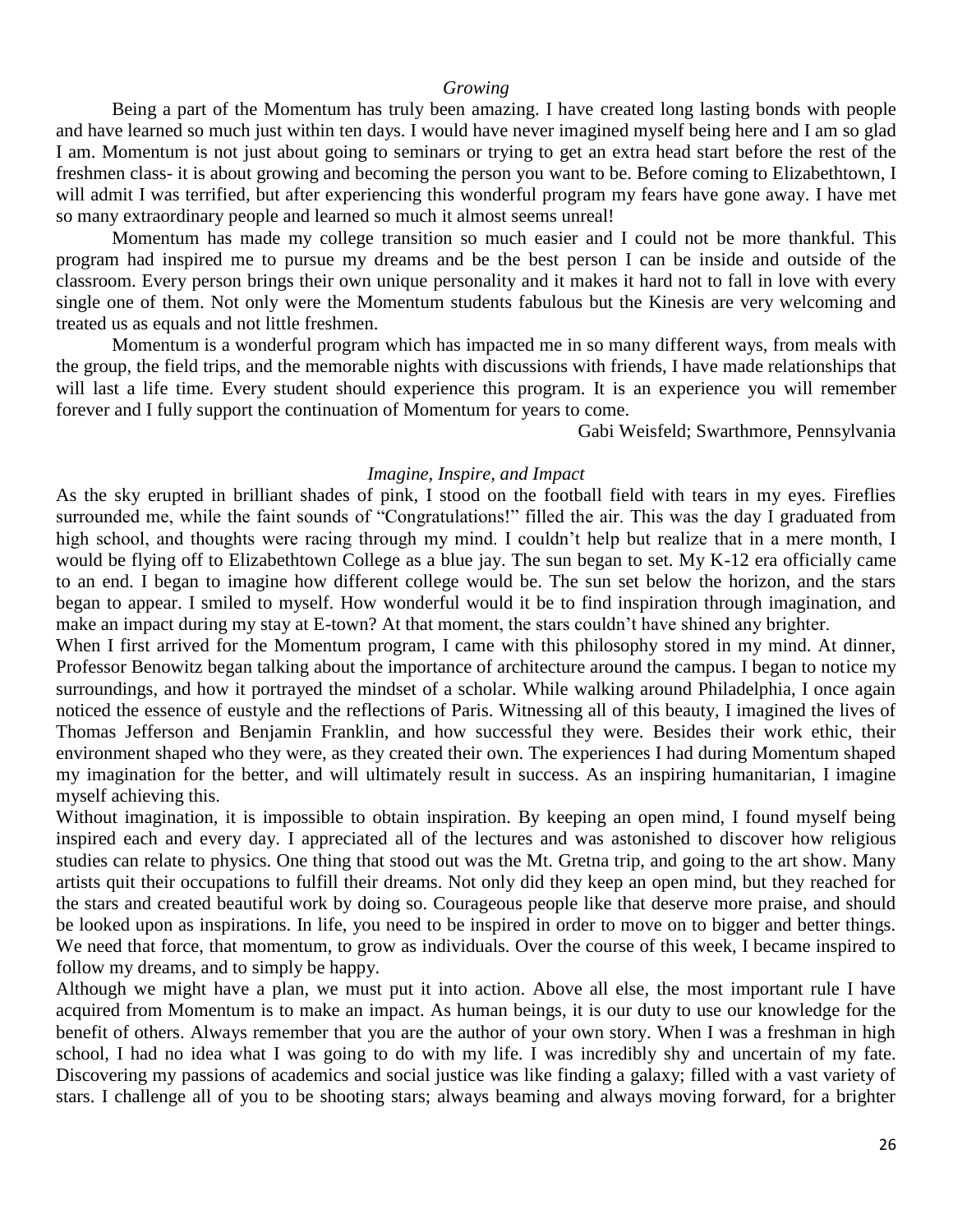*Growing*

Being a part of the Momentum has truly been amazing. I have created long lasting bonds with people and have learned so much just within ten days. I would have never imagined myself being here and I am so glad I am. Momentum is not just about going to seminars or trying to get an extra head start before the rest of the freshmen class- it is about growing and becoming the person you want to be. Before coming to Elizabethtown, I will admit I was terrified, but after experiencing this wonderful program my fears have gone away. I have met so many extraordinary people and learned so much it almost seems unreal!

Momentum has made my college transition so much easier and I could not be more thankful. This program had inspired me to pursue my dreams and be the best person I can be inside and outside of the classroom. Every person brings their own unique personality and it makes it hard not to fall in love with every single one of them. Not only were the Momentum students fabulous but the Kinesis are very welcoming and treated us as equals and not little freshmen.

Momentum is a wonderful program which has impacted me in so many different ways, from meals with the group, the field trips, and the memorable nights with discussions with friends, I have made relationships that will last a life time. Every student should experience this program. It is an experience you will remember forever and I fully support the continuation of Momentum for years to come.

Gabi Weisfeld; Swarthmore, Pennsylvania

*Imagine, Inspire, and Impact*

As the sky erupted in brilliant shades of pink, I stood on the football field with tears in my eyes. Fireflies surrounded me, while the faint sounds of "Congratulations!" filled the air. This was the day I graduated from high school, and thoughts were racing through my mind. I couldn't help but realize that in a mere month, I would be flying off to Elizabethtown College as a blue jay. The sun began to set. My K-12 era officially came to an end. I began to imagine how different college would be. The sun set below the horizon, and the stars began to appear. I smiled to myself. How wonderful would it be to find inspiration through imagination, and make an impact during my stay at E-town? At that moment, the stars couldn't have shined any brighter.

When I first arrived for the Momentum program, I came with this philosophy stored in my mind. At dinner, Professor Benowitz began talking about the importance of architecture around the campus. I began to notice my surroundings, and how it portrayed the mindset of a scholar. While walking around Philadelphia, I once again noticed the essence of eustyle and the reflections of Paris. Witnessing all of this beauty, I imagined the lives of Thomas Jefferson and Benjamin Franklin, and how successful they were. Besides their work ethic, their environment shaped who they were, as they created their own. The experiences I had during Momentum shaped my imagination for the better, and will ultimately result in success. As an inspiring humanitarian, I imagine myself achieving this.

Without imagination, it is impossible to obtain inspiration. By keeping an open mind, I found myself being inspired each and every day. I appreciated all of the lectures and was astonished to discover how religious studies can relate to physics. One thing that stood out was the Mt. Gretna trip, and going to the art show. Many artists quit their occupations to fulfill their dreams. Not only did they keep an open mind, but they reached for the stars and created beautiful work by doing so. Courageous people like that deserve more praise, and should be looked upon as inspirations. In life, you need to be inspired in order to move on to bigger and better things. We need that force, that momentum, to grow as individuals. Over the course of this week, I became inspired to follow my dreams, and to simply be happy.

Although we might have a plan, we must put it into action. Above all else, the most important rule I have acquired from Momentum is to make an impact. As human beings, it is our duty to use our knowledge for the benefit of others. Always remember that you are the author of your own story. When I was a freshman in high school, I had no idea what I was going to do with my life. I was incredibly shy and uncertain of my fate. Discovering my passions of academics and social justice was like finding a galaxy; filled with a vast variety of stars. I challenge all of you to be shooting stars; always beaming and always moving forward, for a brighter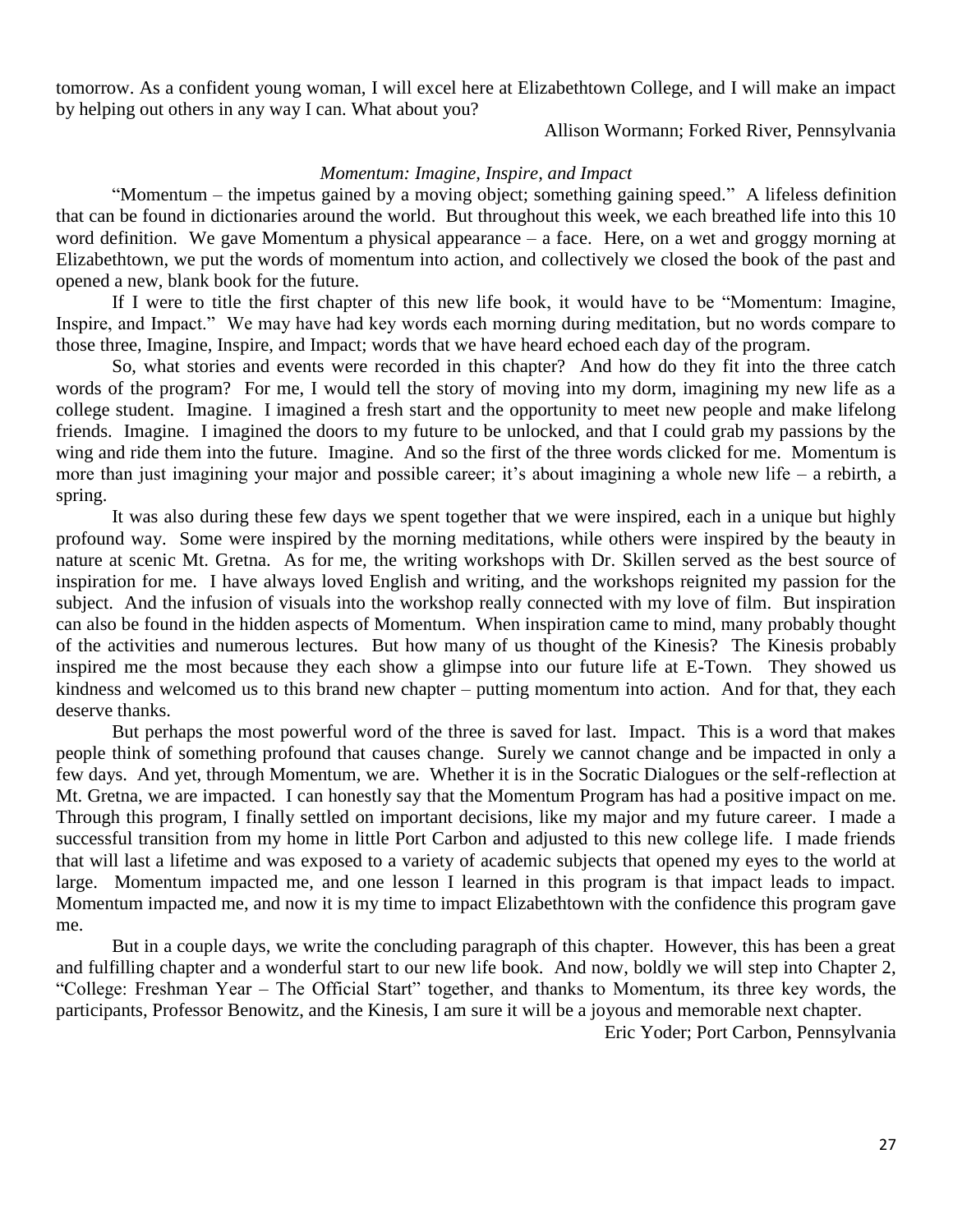tomorrow. As a confident young woman, I will excel here at Elizabethtown College, and I will make an impact by helping out others in any way I can. What about you?

Allison Wormann; Forked River, Pennsylvania

*Momentum: Imagine, Inspire, and Impact*

"Momentum – the impetus gained by a moving object; something gaining speed." A lifeless definition that can be found in dictionaries around the world. But throughout this week, we each breathed life into this 10 word definition. We gave Momentum a physical appearance – a face. Here, on a wet and groggy morning at Elizabethtown, we put the words of momentum into action, and collectively we closed the book of the past and opened a new, blank book for the future.

If I were to title the first chapter of this new life book, it would have to be "Momentum: Imagine, Inspire, and Impact." We may have had key words each morning during meditation, but no words compare to those three, Imagine, Inspire, and Impact; words that we have heard echoed each day of the program.

So, what stories and events were recorded in this chapter? And how do they fit into the three catch words of the program? For me, I would tell the story of moving into my dorm, imagining my new life as a college student. Imagine. I imagined a fresh start and the opportunity to meet new people and make lifelong friends. Imagine. I imagined the doors to my future to be unlocked, and that I could grab my passions by the wing and ride them into the future. Imagine. And so the first of the three words clicked for me. Momentum is more than just imagining your major and possible career; it's about imagining a whole new life – a rebirth, a spring.

It was also during these few days we spent together that we were inspired, each in a unique but highly profound way. Some were inspired by the morning meditations, while others were inspired by the beauty in nature at scenic Mt. Gretna. As for me, the writing workshops with Dr. Skillen served as the best source of inspiration for me. I have always loved English and writing, and the workshops reignited my passion for the subject. And the infusion of visuals into the workshop really connected with my love of film. But inspiration can also be found in the hidden aspects of Momentum. When inspiration came to mind, many probably thought of the activities and numerous lectures. But how many of us thought of the Kinesis? The Kinesis probably inspired me the most because they each show a glimpse into our future life at E-Town. They showed us kindness and welcomed us to this brand new chapter – putting momentum into action. And for that, they each deserve thanks.

But perhaps the most powerful word of the three is saved for last. Impact. This is a word that makes people think of something profound that causes change. Surely we cannot change and be impacted in only a few days. And yet, through Momentum, we are. Whether it is in the Socratic Dialogues or the self-reflection at Mt. Gretna, we are impacted. I can honestly say that the Momentum Program has had a positive impact on me. Through this program, I finally settled on important decisions, like my major and my future career. I made a successful transition from my home in little Port Carbon and adjusted to this new college life. I made friends that will last a lifetime and was exposed to a variety of academic subjects that opened my eyes to the world at large. Momentum impacted me, and one lesson I learned in this program is that impact leads to impact. Momentum impacted me, and now it is my time to impact Elizabethtown with the confidence this program gave me.

But in a couple days, we write the concluding paragraph of this chapter. However, this has been a great and fulfilling chapter and a wonderful start to our new life book. And now, boldly we will step into Chapter 2, "College: Freshman Year – The Official Start" together, and thanks to Momentum, its three key words, the participants, Professor Benowitz, and the Kinesis, I am sure it will be a joyous and memorable next chapter.

Eric Yoder; Port Carbon, Pennsylvania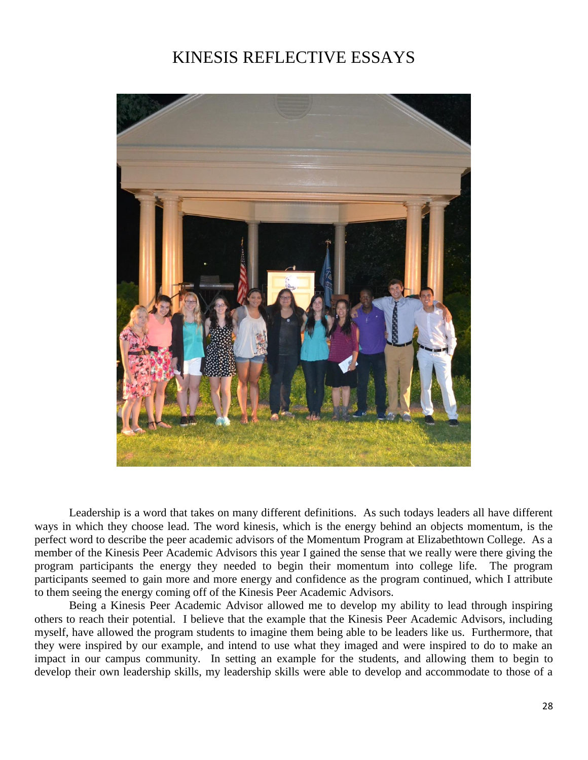# KINESIS REFLECTIVE ESSAYS

Leadership is a word that takes on many different definitions. As such todays leaders all have different ways in which they choose lead. The word kinesis, which is the energy behind an objects momentum, is the perfect word to describe the peer academic advisors of the Momentum Program at Elizabethtown College. As a member of the Kinesis Peer Academic Advisors this year I gained the sense that we really were there giving the program participants the energy they needed to begin their momentum into college life. The program participants seemed to gain more and more energy and confidence as the program continued, which I attribute to them seeing the energy coming off of the Kinesis Peer Academic Advisors.

Being a Kinesis Peer Academic Advisor allowed me to develop my ability to lead through inspiring others to reach their potential. I believe that the example that the Kinesis Peer Academic Advisors, including myself, have allowed the program students to imagine them being able to be leaders like us. Furthermore, that they were inspired by our example, and intend to use what they imaged and were inspired to do to make an impact in our campus community. In setting an example for the students, and allowing them to begin to develop their own leadership skills, my leadership skills were able to develop and accommodate to those of a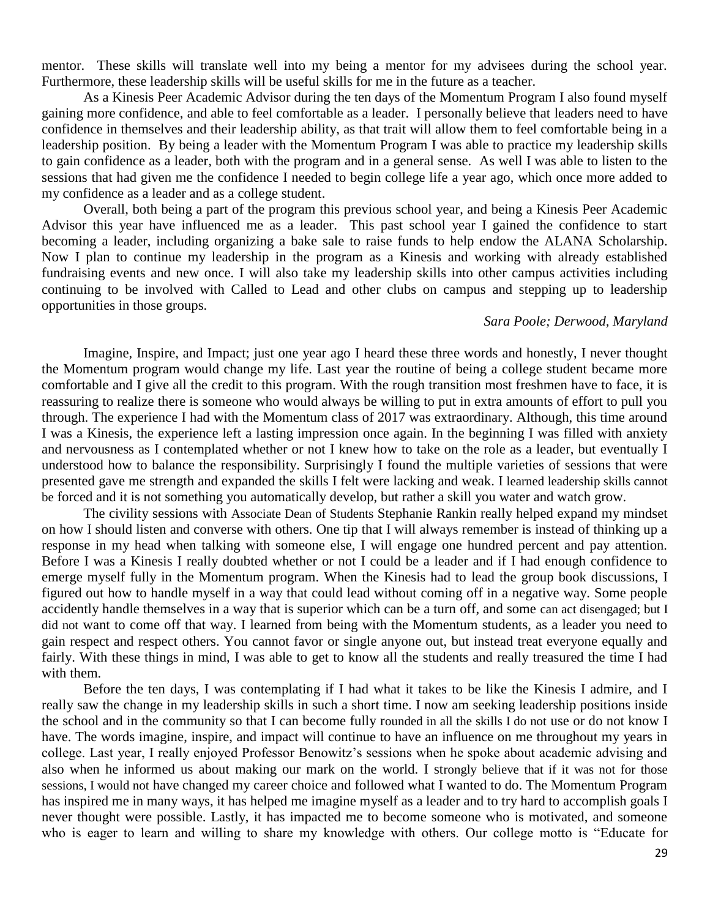mentor. These skills will translate well into my being a mentor for my advisees during the school year. Furthermore, these leadership skills will be useful skills for me in the future as a teacher.

As a Kinesis Peer Academic Advisor during the ten days of the Momentum Program I also found myself gaining more confidence, and able to feel comfortable as a leader. I personally believe that leaders need to have confidence in themselves and their leadership ability, as that trait will allow them to feel comfortable being in a leadership position. By being a leader with the Momentum Program I was able to practice my leadership skills to gain confidence as a leader, both with the program and in a general sense. As well I was able to listen to the sessions that had given me the confidence I needed to begin college life a year ago, which once more added to my confidence as a leader and as a college student.

Overall, both being a part of the program this previous school year, and being a Kinesis Peer Academic Advisor this year have influenced me as a leader. This past school year I gained the confidence to start becoming a leader, including organizing a bake sale to raise funds to help endow the ALANA Scholarship. Now I plan to continue my leadership in the program as a Kinesis and working with already established fundraising events and new once. I will also take my leadership skills into other campus activities including continuing to be involved with Called to Lead and other clubs on campus and stepping up to leadership opportunities in those groups.

*Sara Poole; Derwood, Maryland*

Imagine, Inspire, and Impact; just one year ago I heard these three words and honestly, I never thought the Momentum program would change my life. Last year the routine of being a college student became more comfortable and I give all the credit to this program. With the rough transition most freshmen have to face, it is reassuring to realize there is someone who would always be willing to put in extra amounts of effort to pull you through. The experience I had with the Momentum class of 2017 was extraordinary. Although, this time around I was a Kinesis, the experience left a lasting impression once again. In the beginning I was filled with anxiety and nervousness as I contemplated whether or not I knew how to take on the role as a leader, but eventually I understood how to balance the responsibility. Surprisingly I found the multiple varieties of sessions that were presented gave me strength and expanded the skills I felt were lacking and weak. I learned leadership skills cannot be forced and it is not something you automatically develop, but rather a skill you water and watch grow.

The civility sessions with Associate Dean of Students Stephanie Rankin really helped expand my mindset on how I should listen and converse with others. One tip that I will always remember is instead of thinking up a response in my head when talking with someone else, I will engage one hundred percent and pay attention. Before I was a Kinesis I really doubted whether or not I could be a leader and if I had enough confidence to emerge myself fully in the Momentum program. When the Kinesis had to lead the group book discussions, I figured out how to handle myself in a way that could lead without coming off in a negative way. Some people accidently handle themselves in a way that is superior which can be a turn off, and some can act disengaged; but I did not want to come off that way. I learned from being with the Momentum students, as a leader you need to gain respect and respect others. You cannot favor or single anyone out, but instead treat everyone equally and fairly. With these things in mind, I was able to get to know all the students and really treasured the time I had with them.

Before the ten days, I was contemplating if I had what it takes to be like the Kinesis I admire, and I really saw the change in my leadership skills in such a short time. I now am seeking leadership positions inside the school and in the community so that I can become fully rounded in all the skills I do not use or do not know I have. The words imagine, inspire, and impact will continue to have an influence on me throughout my years in college. Last year, I really enjoyed Professor Benowitz's sessions when he spoke about academic advising and also when he informed us about making our mark on the world. I strongly believe that if it was not for those sessions, I would not have changed my career choice and followed what I wanted to do. The Momentum Program has inspired me in many ways, it has helped me imagine myself as a leader and to try hard to accomplish goals I never thought were possible. Lastly, it has impacted me to become someone who is motivated, and someone who is eager to learn and willing to share my knowledge with others. Our college motto is "Educate for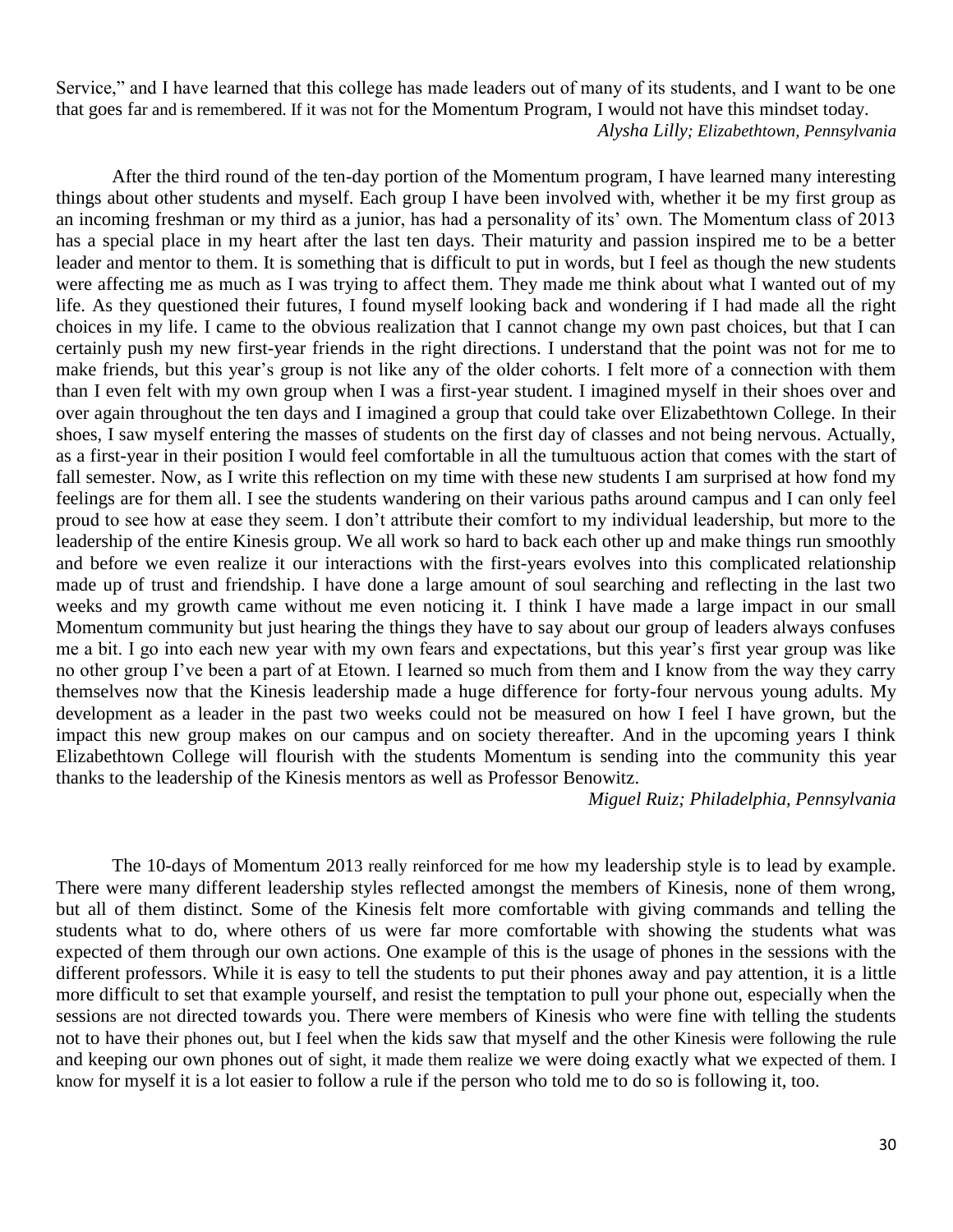Service," and I have learned that this college has made leaders out of many of its students, and I want to be one that goes far and is remembered. If it was not for the Momentum Program, I would not have this mindset today.

*Alysha Lilly; Elizabethtown, Pennsylvania*

After the third round of the ten-day portion of the Momentum program, I have learned many interesting things about other students and myself. Each group I have been involved with, whether it be my first group as an incoming freshman or my third as a junior, has had a personality of its' own. The Momentum class of 2013 has a special place in my heart after the last ten days. Their maturity and passion inspired me to be a better leader and mentor to them. It is something that is difficult to put in words, but I feel as though the new students were affecting me as much as I was trying to affect them. They made me think about what I wanted out of my life. As they questioned their futures, I found myself looking back and wondering if I had made all the right choices in my life. I came to the obvious realization that I cannot change my own past choices, but that I can certainly push my new first-year friends in the right directions. I understand that the point was not for me to make friends, but this year's group is not like any of the older cohorts. I felt more of a connection with them than I even felt with my own group when I was a first-year student. I imagined myself in their shoes over and over again throughout the ten days and I imagined a group that could take over Elizabethtown College. In their shoes, I saw myself entering the masses of students on the first day of classes and not being nervous. Actually, as a first-year in their position I would feel comfortable in all the tumultuous action that comes with the start of fall semester. Now, as I write this reflection on my time with these new students I am surprised at how fond my feelings are for them all. I see the students wandering on their various paths around campus and I can only feel proud to see how at ease they seem. I don't attribute their comfort to my individual leadership, but more to the leadership of the entire Kinesis group. We all work so hard to back each other up and make things run smoothly and before we even realize it our interactions with the first-years evolves into this complicated relationship made up of trust and friendship. I have done a large amount of soul searching and reflecting in the last two weeks and my growth came without me even noticing it. I think I have made a large impact in our small Momentum community but just hearing the things they have to say about our group of leaders always confuses me a bit. I go into each new year with my own fears and expectations, but this year's first year group was like no other group I've been a part of at Etown. I learned so much from them and I know from the way they carry themselves now that the Kinesis leadership made a huge difference for forty-four nervous young adults. My development as a leader in the past two weeks could not be measured on how I feel I have grown, but the impact this new group makes on our campus and on society thereafter. And in the upcoming years I think Elizabethtown College will flourish with the students Momentum is sending into the community this year thanks to the leadership of the Kinesis mentors as well as Professor Benowitz.

*Miguel Ruiz; Philadelphia, Pennsylvania*

The 10-days of Momentum 2013 really reinforced for me how my leadership style is to lead by example. There were many different leadership styles reflected amongst the members of Kinesis, none of them wrong, but all of them distinct. Some of the Kinesis felt more comfortable with giving commands and telling the students what to do, where others of us were far more comfortable with showing the students what was expected of them through our own actions. One example of this is the usage of phones in the sessions with the different professors. While it is easy to tell the students to put their phones away and pay attention, it is a little more difficult to set that example yourself, and resist the temptation to pull your phone out, especially when the sessions are not directed towards you. There were members of Kinesis who were fine with telling the students not to have their phones out, but I feel when the kids saw that myself and the other Kinesis were following the rule and keeping our own phones out of sight, it made them realize we were doing exactly what we expected of them. I know for myself it is a lot easier to follow a rule if the person who told me to do so is following it, too.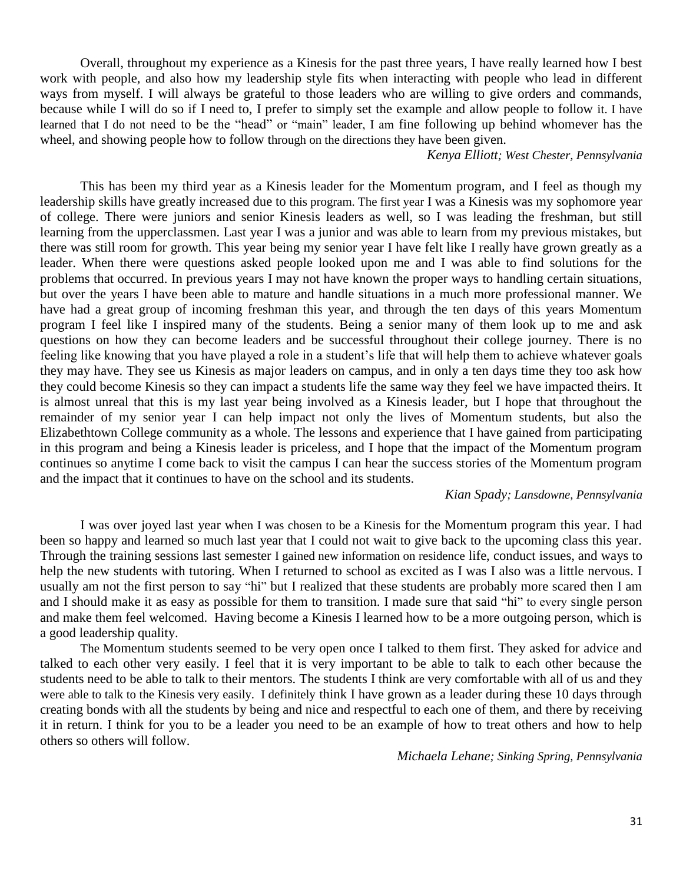Overall, throughout my experience as a Kinesis for the past three years, I have really learned how I best work with people, and also how my leadership style fits when interacting with people who lead in different ways from myself. I will always be grateful to those leaders who are willing to give orders and commands, because while I will do so if I need to, I prefer to simply set the example and allow people to follow it. I have learned that I do not need to be the "head" or "main" leader, I am fine following up behind whomever has the wheel, and showing people how to follow through on the directions they have been given.

*Kenya Elliott; West Chester, Pennsylvania*

This has been my third year as a Kinesis leader for the Momentum program, and I feel as though my leadership skills have greatly increased due to this program. The first year I was a Kinesis was my sophomore year of college. There were juniors and senior Kinesis leaders as well, so I was leading the freshman, but still learning from the upperclassmen. Last year I was a junior and was able to learn from my previous mistakes, but there was still room for growth. This year being my senior year I have felt like I really have grown greatly as a leader. When there were questions asked people looked upon me and I was able to find solutions for the problems that occurred. In previous years I may not have known the proper ways to handling certain situations, but over the years I have been able to mature and handle situations in a much more professional manner. We have had a great group of incoming freshman this year, and through the ten days of this years Momentum program I feel like I inspired many of the students. Being a senior many of them look up to me and ask questions on how they can become leaders and be successful throughout their college journey. There is no feeling like knowing that you have played a role in a student's life that will help them to achieve whatever goals they may have. They see us Kinesis as major leaders on campus, and in only a ten days time they too ask how they could become Kinesis so they can impact a students life the same way they feel we have impacted theirs. It is almost unreal that this is my last year being involved as a Kinesis leader, but I hope that throughout the remainder of my senior year I can help impact not only the lives of Momentum students, but also the Elizabethtown College community as a whole. The lessons and experience that I have gained from participating in this program and being a Kinesis leader is priceless, and I hope that the impact of the Momentum program continues so anytime I come back to visit the campus I can hear the success stories of the Momentum program and the impact that it continues to have on the school and its students.

*Kian Spady; Lansdowne, Pennsylvania*

I was over joyed last year when I was chosen to be a Kinesis for the Momentum program this year. I had been so happy and learned so much last year that I could not wait to give back to the upcoming class this year. Through the training sessions last semester I gained new information on residence life, conduct issues, and ways to help the new students with tutoring. When I returned to school as excited as I was I also was a little nervous. I usually am not the first person to say "hi" but I realized that these students are probably more scared then I am and I should make it as easy as possible for them to transition. I made sure that said "hi" to every single person and make them feel welcomed. Having become a Kinesis I learned how to be a more outgoing person, which is a good leadership quality.

The Momentum students seemed to be very open once I talked to them first. They asked for advice and talked to each other very easily. I feel that it is very important to be able to talk to each other because the students need to be able to talk to their mentors. The students I think are very comfortable with all of us and they were able to talk to the Kinesis very easily. I definitely think I have grown as a leader during these 10 days through creating bonds with all the students by being and nice and respectful to each one of them, and there by receiving it in return. I think for you to be a leader you need to be an example of how to treat others and how to help others so others will follow.

*Michaela Lehane; Sinking Spring, Pennsylvania*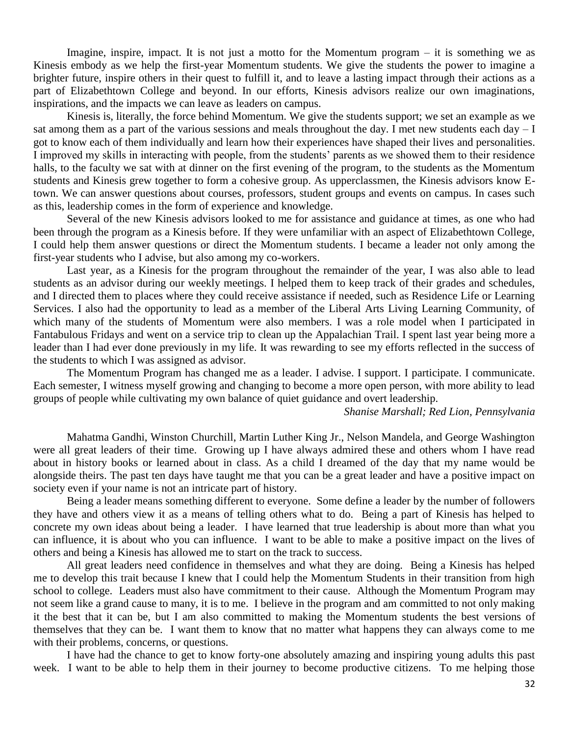Imagine, inspire, impact. It is not just a motto for the Momentum program – it is something we as Kinesis embody as we help the first-year Momentum students. We give the students the power to imagine a brighter future, inspire others in their quest to fulfill it, and to leave a lasting impact through their actions as a part of Elizabethtown College and beyond. In our efforts, Kinesis advisors realize our own imaginations, inspirations, and the impacts we can leave as leaders on campus.

Kinesis is, literally, the force behind Momentum. We give the students support; we set an example as we sat among them as a part of the various sessions and meals throughout the day. I met new students each day – I got to know each of them individually and learn how their experiences have shaped their lives and personalities. I improved my skills in interacting with people, from the students' parents as we showed them to their residence halls, to the faculty we sat with at dinner on the first evening of the program, to the students as the Momentum students and Kinesis grew together to form a cohesive group. As upperclassmen, the Kinesis advisors know E-town. We can answer questions about courses, professors, student groups and events on campus. In cases such as this, leadership comes in the form of experience and knowledge.

Several of the new Kinesis advisors looked to me for assistance and guidance at times, as one who had been through the program as a Kinesis before. If they were unfamiliar with an aspect of Elizabethtown College, I could help them answer questions or direct the Momentum students. I became a leader not only among the first-year students who I advise, but also among my co-workers.

Last year, as a Kinesis for the program throughout the remainder of the year, I was also able to lead students as an advisor during our weekly meetings. I helped them to keep track of their grades and schedules, and I directed them to places where they could receive assistance if needed, such as Residence Life or Learning Services. I also had the opportunity to lead as a member of the Liberal Arts Living Learning Community, of which many of the students of Momentum were also members. I was a role model when I participated in Fantabulous Fridays and went on a service trip to clean up the Appalachian Trail. I spent last year being more a leader than I had ever done previously in my life. It was rewarding to see my efforts reflected in the success of the students to which I was assigned as advisor.

The Momentum Program has changed me as a leader. I advise. I support. I participate. I communicate. Each semester, I witness myself growing and changing to become a more open person, with more ability to lead groups of people while cultivating my own balance of quiet guidance and overt leadership.

*Shanise Marshall; Red Lion, Pennsylvania*

Mahatma Gandhi, Winston Churchill, Martin Luther King Jr., Nelson Mandela, and George Washington were all great leaders of their time. Growing up I have always admired these and others whom I have read about in history books or learned about in class. As a child I dreamed of the day that my name would be alongside theirs. The past ten days have taught me that you can be a great leader and have a positive impact on society even if your name is not an intricate part of history.

Being a leader means something different to everyone. Some define a leader by the number of followers they have and others view it as a means of telling others what to do. Being a part of Kinesis has helped to concrete my own ideas about being a leader. I have learned that true leadership is about more than what you can influence, it is about who you can influence. I want to be able to make a positive impact on the lives of others and being a Kinesis has allowed me to start on the track to success.

All great leaders need confidence in themselves and what they are doing. Being a Kinesis has helped me to develop this trait because I knew that I could help the Momentum Students in their transition from high school to college. Leaders must also have commitment to their cause. Although the Momentum Program may not seem like a grand cause to many, it is to me. I believe in the program and am committed to not only making it the best that it can be, but I am also committed to making the Momentum students the best versions of themselves that they can be. I want them to know that no matter what happens they can always come to me with their problems, concerns, or questions.

I have had the chance to get to know forty-one absolutely amazing and inspiring young adults this past week. I want to be able to help them in their journey to become productive citizens. To me helping those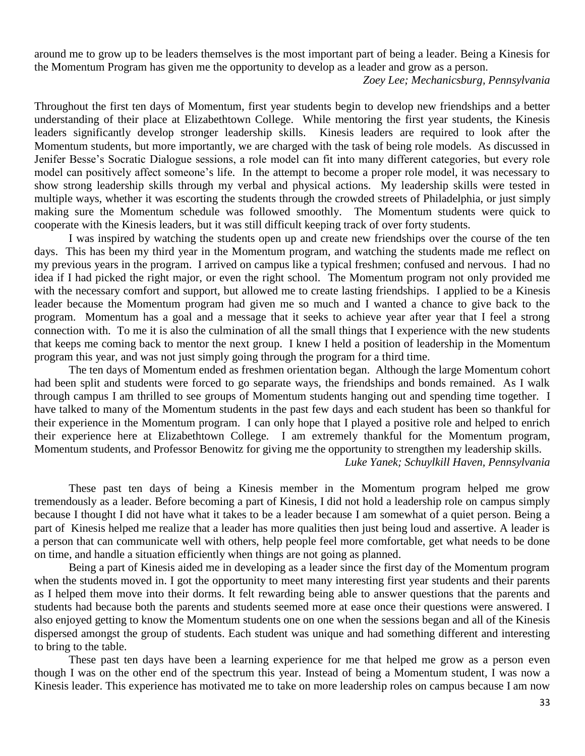around me to grow up to be leaders themselves is the most important part of being a leader. Being a Kinesis for the Momentum Program has given me the opportunity to develop as a leader and grow as a person.

*Zoey Lee; Mechanicsburg, Pennsylvania*

Throughout the first ten days of Momentum, first year students begin to develop new friendships and a better understanding of their place at Elizabethtown College. While mentoring the first year students, the Kinesis leaders significantly develop stronger leadership skills. Kinesis leaders are required to look after the Momentum students, but more importantly, we are charged with the task of being role models. As discussed in Jenifer Besse's Socratic Dialogue sessions, a role model can fit into many different categories, but every role model can positively affect someone's life. In the attempt to become a proper role model, it was necessary to show strong leadership skills through my verbal and physical actions. My leadership skills were tested in multiple ways, whether it was escorting the students through the crowded streets of Philadelphia, or just simply making sure the Momentum schedule was followed smoothly. The Momentum students were quick to cooperate with the Kinesis leaders, but it was still difficult keeping track of over forty students.

I was inspired by watching the students open up and create new friendships over the course of the ten days. This has been my third year in the Momentum program, and watching the students made me reflect on my previous years in the program. I arrived on campus like a typical freshmen; confused and nervous. I had no idea if I had picked the right major, or even the right school. The Momentum program not only provided me with the necessary comfort and support, but allowed me to create lasting friendships. I applied to be a Kinesis leader because the Momentum program had given me so much and I wanted a chance to give back to the program. Momentum has a goal and a message that it seeks to achieve year after year that I feel a strong connection with. To me it is also the culmination of all the small things that I experience with the new students that keeps me coming back to mentor the next group. I knew I held a position of leadership in the Momentum program this year, and was not just simply going through the program for a third time.

The ten days of Momentum ended as freshmen orientation began. Although the large Momentum cohort had been split and students were forced to go separate ways, the friendships and bonds remained. As I walk through campus I am thrilled to see groups of Momentum students hanging out and spending time together. I have talked to many of the Momentum students in the past few days and each student has been so thankful for their experience in the Momentum program. I can only hope that I played a positive role and helped to enrich their experience here at Elizabethtown College. I am extremely thankful for the Momentum program, Momentum students, and Professor Benowitz for giving me the opportunity to strengthen my leadership skills.

*Luke Yanek; Schuylkill Haven, Pennsylvania*

These past ten days of being a Kinesis member in the Momentum program helped me grow tremendously as a leader. Before becoming a part of Kinesis, I did not hold a leadership role on campus simply because I thought I did not have what it takes to be a leader because I am somewhat of a quiet person. Being a part of Kinesis helped me realize that a leader has more qualities then just being loud and assertive. A leader is a person that can communicate well with others, help people feel more comfortable, get what needs to be done on time, and handle a situation efficiently when things are not going as planned.

Being a part of Kinesis aided me in developing as a leader since the first day of the Momentum program when the students moved in. I got the opportunity to meet many interesting first year students and their parents as I helped them move into their dorms. It felt rewarding being able to answer questions that the parents and students had because both the parents and students seemed more at ease once their questions were answered. I also enjoyed getting to know the Momentum students one on one when the sessions began and all of the Kinesis dispersed amongst the group of students. Each student was unique and had something different and interesting to bring to the table.

These past ten days have been a learning experience for me that helped me grow as a person even though I was on the other end of the spectrum this year. Instead of being a Momentum student, I was now a Kinesis leader. This experience has motivated me to take on more leadership roles on campus because I am now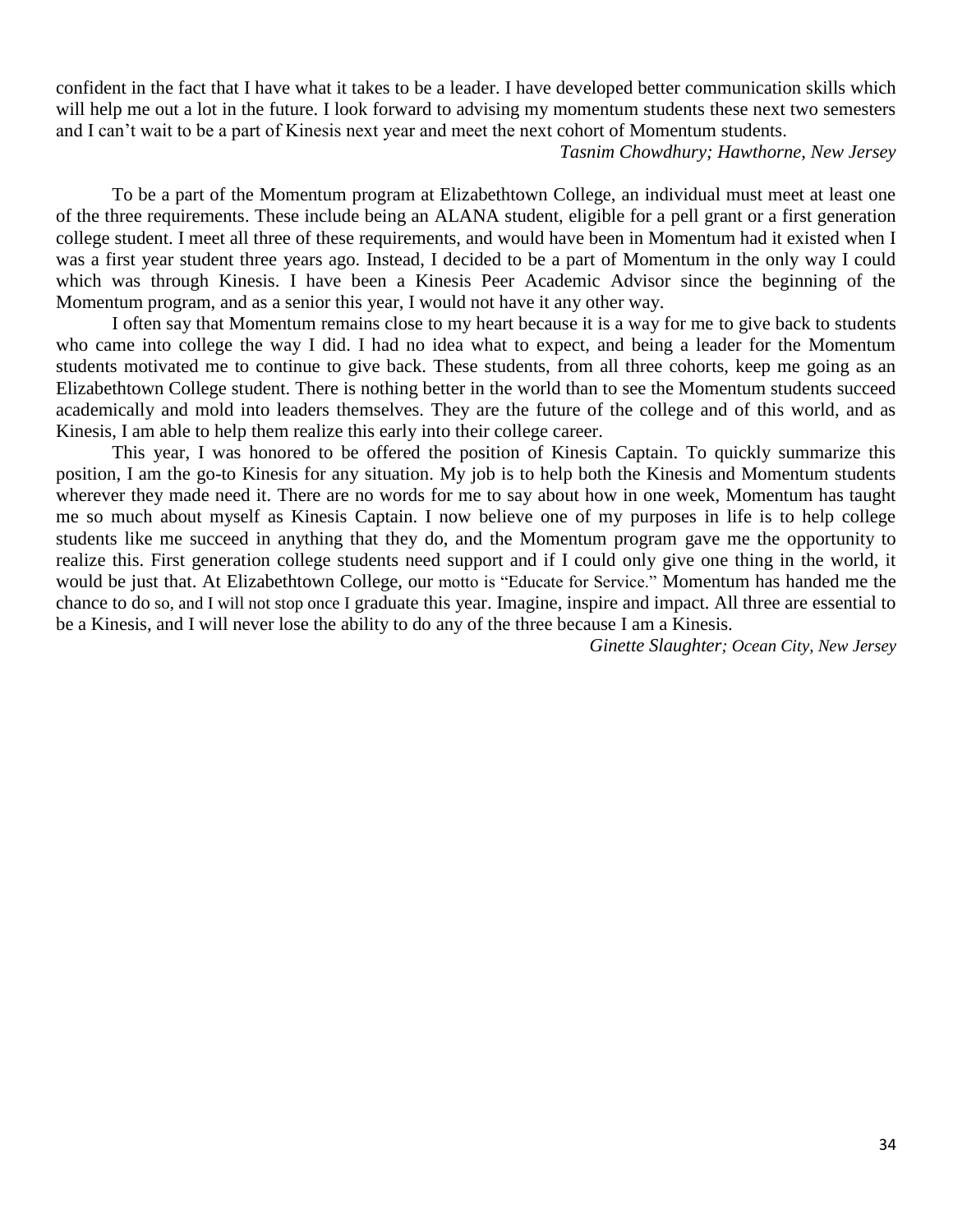confident in the fact that I have what it takes to be a leader. I have developed better communication skills which will help me out a lot in the future. I look forward to advising my momentum students these next two semesters and I can't wait to be a part of Kinesis next year and meet the next cohort of Momentum students.

*Tasnim Chowdhury; Hawthorne, New Jersey*

To be a part of the Momentum program at Elizabethtown College, an individual must meet at least one of the three requirements. These include being an ALANA student, eligible for a pell grant or a first generation college student. I meet all three of these requirements, and would have been in Momentum had it existed when I was a first year student three years ago. Instead, I decided to be a part of Momentum in the only way I could which was through Kinesis. I have been a Kinesis Peer Academic Advisor since the beginning of the Momentum program, and as a senior this year, I would not have it any other way.

I often say that Momentum remains close to my heart because it is a way for me to give back to students who came into college the way I did. I had no idea what to expect, and being a leader for the Momentum students motivated me to continue to give back. These students, from all three cohorts, keep me going as an Elizabethtown College student. There is nothing better in the world than to see the Momentum students succeed academically and mold into leaders themselves. They are the future of the college and of this world, and as Kinesis, I am able to help them realize this early into their college career.

This year, I was honored to be offered the position of Kinesis Captain. To quickly summarize this position, I am the go-to Kinesis for any situation. My job is to help both the Kinesis and Momentum students wherever they made need it. There are no words for me to say about how in one week, Momentum has taught me so much about myself as Kinesis Captain. I now believe one of my purposes in life is to help college students like me succeed in anything that they do, and the Momentum program gave me the opportunity to realize this. First generation college students need support and if I could only give one thing in the world, it would be just that. At Elizabethtown College, our motto is "Educate for Service." Momentum has handed me the chance to do so, and I will not stop once I graduate this year. Imagine, inspire and impact. All three are essential to be a Kinesis, and I will never lose the ability to do any of the three because I am a Kinesis.

*Ginette Slaughter; Ocean City, New Jersey*